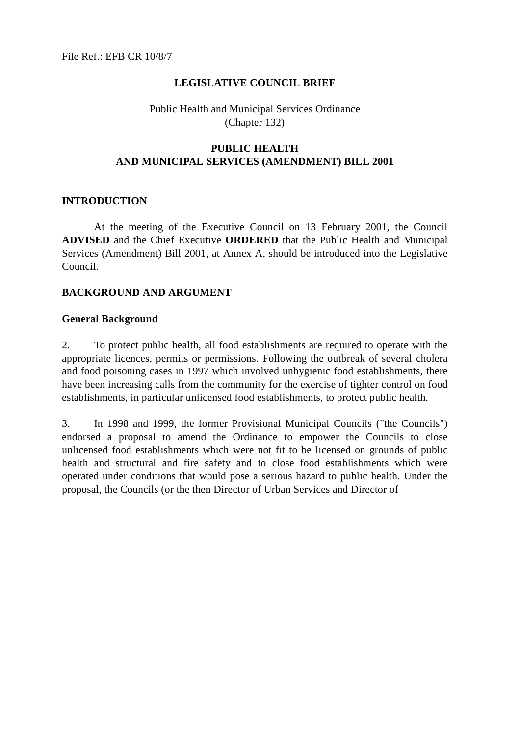File Ref.: EFB CR 10/8/7

**LEGISLATIVE COUNCIL BRIEF**

Public Health and Municipal Services Ordinance
(Chapter 132)

**PUBLIC HEALTH**
**AND MUNICIPAL SERVICES (AMENDMENT) BILL 2001**

## INTRODUCTION

At the meeting of the Executive Council on 13 February 2001, the Council **ADVISED** and the Chief Executive **ORDERED** that the Public Health and Municipal Services (Amendment) Bill 2001, at Annex A, should be introduced into the Legislative Council.

## BACKGROUND AND ARGUMENT

### General Background

2. To protect public health, all food establishments are required to operate with the appropriate licences, permits or permissions. Following the outbreak of several cholera and food poisoning cases in 1997 which involved unhygienic food establishments, there have been increasing calls from the community for the exercise of tighter control on food establishments, in particular unlicensed food establishments, to protect public health.

3. In 1998 and 1999, the former Provisional Municipal Councils ("the Councils") endorsed a proposal to amend the Ordinance to empower the Councils to close unlicensed food establishments which were not fit to be licensed on grounds of public health and structural and fire safety and to close food establishments which were operated under conditions that would pose a serious hazard to public health. Under the proposal, the Councils (or the then Director of Urban Services and Director of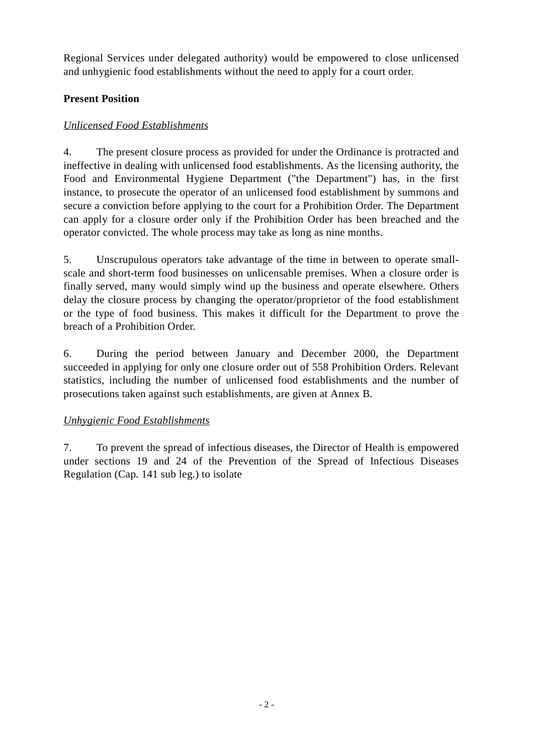Regional Services under delegated authority) would be empowered to close unlicensed and unhygienic food establishments without the need to apply for a court order.

**Present Position**

*Unlicensed Food Establishments*

4. The present closure process as provided for under the Ordinance is protracted and ineffective in dealing with unlicensed food establishments. As the licensing authority, the Food and Environmental Hygiene Department ("the Department") has, in the first instance, to prosecute the operator of an unlicensed food establishment by summons and secure a conviction before applying to the court for a Prohibition Order. The Department can apply for a closure order only if the Prohibition Order has been breached and the operator convicted. The whole process may take as long as nine months.

5. Unscrupulous operators take advantage of the time in between to operate small-scale and short-term food businesses on unlicensable premises. When a closure order is finally served, many would simply wind up the business and operate elsewhere. Others delay the closure process by changing the operator/proprietor of the food establishment or the type of food business. This makes it difficult for the Department to prove the breach of a Prohibition Order.

6. During the period between January and December 2000, the Department succeeded in applying for only one closure order out of 558 Prohibition Orders. Relevant statistics, including the number of unlicensed food establishments and the number of prosecutions taken against such establishments, are given at Annex B.

*Unhygienic Food Establishments*

7. To prevent the spread of infectious diseases, the Director of Health is empowered under sections 19 and 24 of the Prevention of the Spread of Infectious Diseases Regulation (Cap. 141 sub leg.) to isolate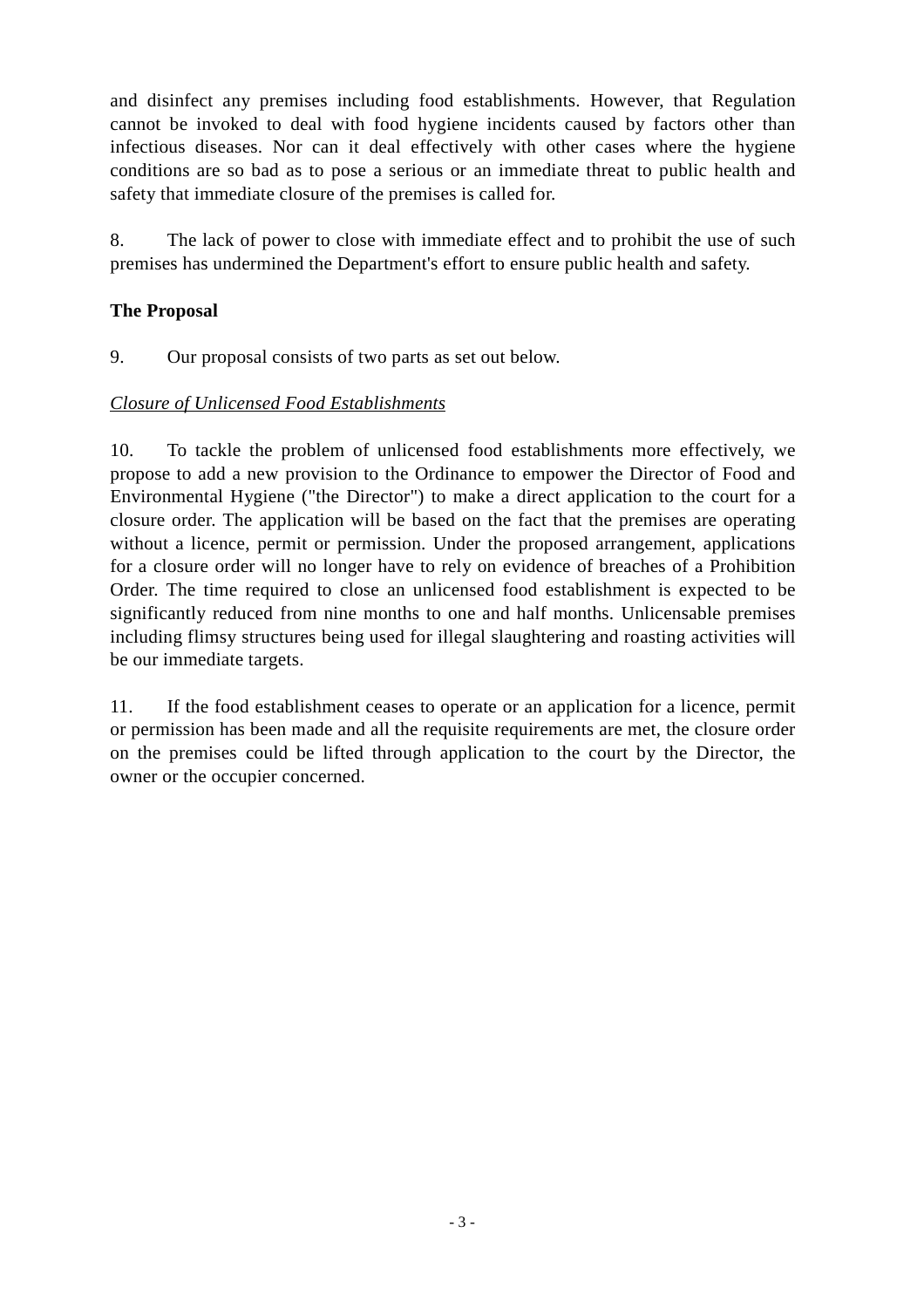and disinfect any premises including food establishments. However, that Regulation cannot be invoked to deal with food hygiene incidents caused by factors other than infectious diseases. Nor can it deal effectively with other cases where the hygiene conditions are so bad as to pose a serious or an immediate threat to public health and safety that immediate closure of the premises is called for.

8. The lack of power to close with immediate effect and to prohibit the use of such premises has undermined the Department's effort to ensure public health and safety.

**The Proposal**

9. Our proposal consists of two parts as set out below.

<u>*Closure of Unlicensed Food Establishments*</u>

10. To tackle the problem of unlicensed food establishments more effectively, we propose to add a new provision to the Ordinance to empower the Director of Food and Environmental Hygiene ("the Director") to make a direct application to the court for a closure order. The application will be based on the fact that the premises are operating without a licence, permit or permission. Under the proposed arrangement, applications for a closure order will no longer have to rely on evidence of breaches of a Prohibition Order. The time required to close an unlicensed food establishment is expected to be significantly reduced from nine months to one and half months. Unlicensable premises including flimsy structures being used for illegal slaughtering and roasting activities will be our immediate targets.

11. If the food establishment ceases to operate or an application for a licence, permit or permission has been made and all the requisite requirements are met, the closure order on the premises could be lifted through application to the court by the Director, the owner or the occupier concerned.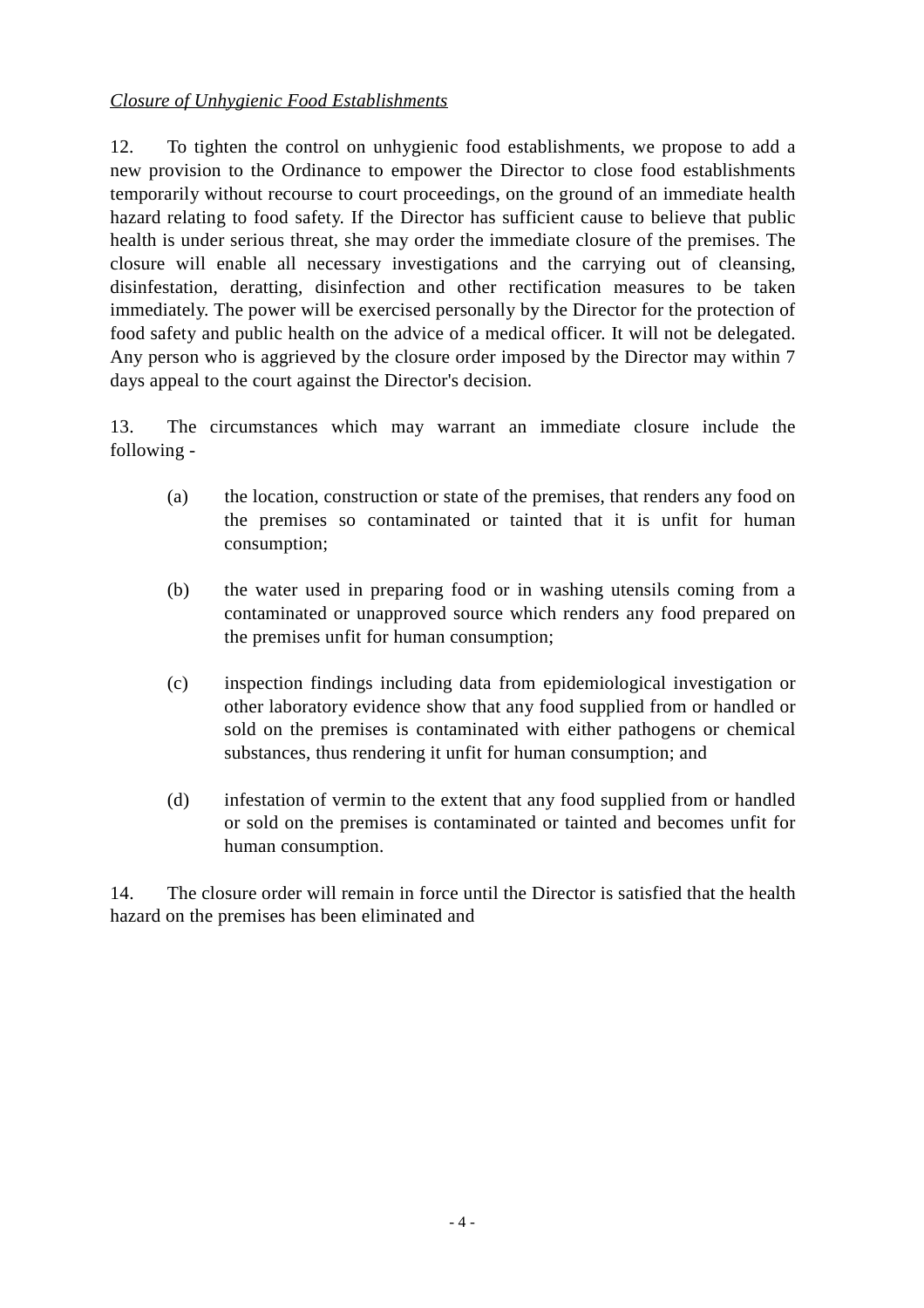*Closure of Unhygienic Food Establishments*

12. To tighten the control on unhygienic food establishments, we propose to add a new provision to the Ordinance to empower the Director to close food establishments temporarily without recourse to court proceedings, on the ground of an immediate health hazard relating to food safety. If the Director has sufficient cause to believe that public health is under serious threat, she may order the immediate closure of the premises. The closure will enable all necessary investigations and the carrying out of cleansing, disinfestation, deratting, disinfection and other rectification measures to be taken immediately. The power will be exercised personally by the Director for the protection of food safety and public health on the advice of a medical officer. It will not be delegated. Any person who is aggrieved by the closure order imposed by the Director may within 7 days appeal to the court against the Director's decision.

13. The circumstances which may warrant an immediate closure include the following -

(a) the location, construction or state of the premises, that renders any food on the premises so contaminated or tainted that it is unfit for human consumption;

(b) the water used in preparing food or in washing utensils coming from a contaminated or unapproved source which renders any food prepared on the premises unfit for human consumption;

(c) inspection findings including data from epidemiological investigation or other laboratory evidence show that any food supplied from or handled or sold on the premises is contaminated with either pathogens or chemical substances, thus rendering it unfit for human consumption; and

(d) infestation of vermin to the extent that any food supplied from or handled or sold on the premises is contaminated or tainted and becomes unfit for human consumption.

14. The closure order will remain in force until the Director is satisfied that the health hazard on the premises has been eliminated and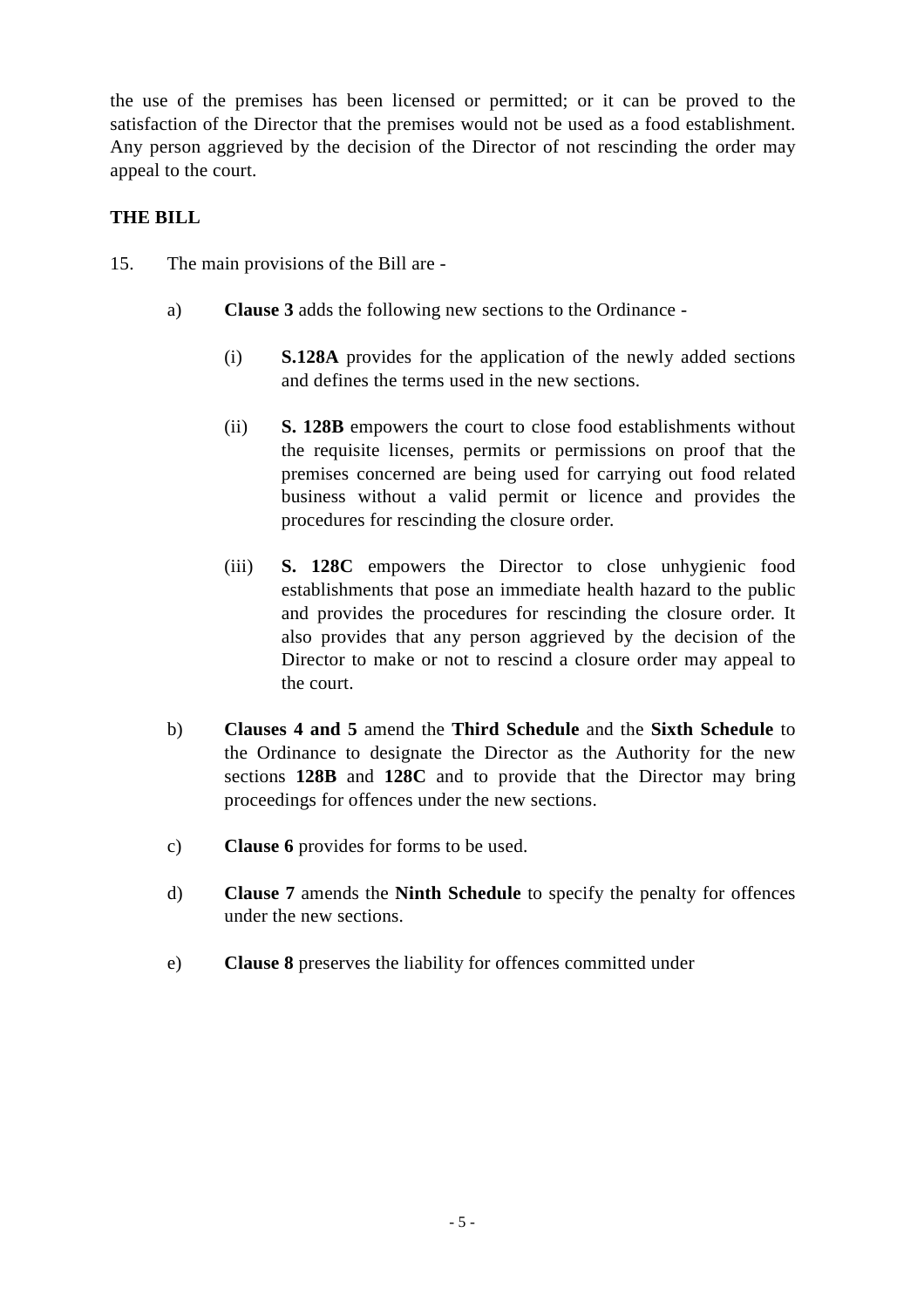the use of the premises has been licensed or permitted; or it can be proved to the satisfaction of the Director that the premises would not be used as a food establishment. Any person aggrieved by the decision of the Director of not rescinding the order may appeal to the court.

**THE BILL**

15. The main provisions of the Bill are -

   a) **Clause 3** adds the following new sections to the Ordinance -

      (i) **S.128A** provides for the application of the newly added sections and defines the terms used in the new sections.

      (ii) **S. 128B** empowers the court to close food establishments without the requisite licenses, permits or permissions on proof that the premises concerned are being used for carrying out food related business without a valid permit or licence and provides the procedures for rescinding the closure order.

      (iii) **S. 128C** empowers the Director to close unhygienic food establishments that pose an immediate health hazard to the public and provides the procedures for rescinding the closure order. It also provides that any person aggrieved by the decision of the Director to make or not to rescind a closure order may appeal to the court.

   b) **Clauses 4 and 5** amend the **Third Schedule** and the **Sixth Schedule** to the Ordinance to designate the Director as the Authority for the new sections **128B** and **128C** and to provide that the Director may bring proceedings for offences under the new sections.

   c) **Clause 6** provides for forms to be used.

   d) **Clause 7** amends the **Ninth Schedule** to specify the penalty for offences under the new sections.

   e) **Clause 8** preserves the liability for offences committed under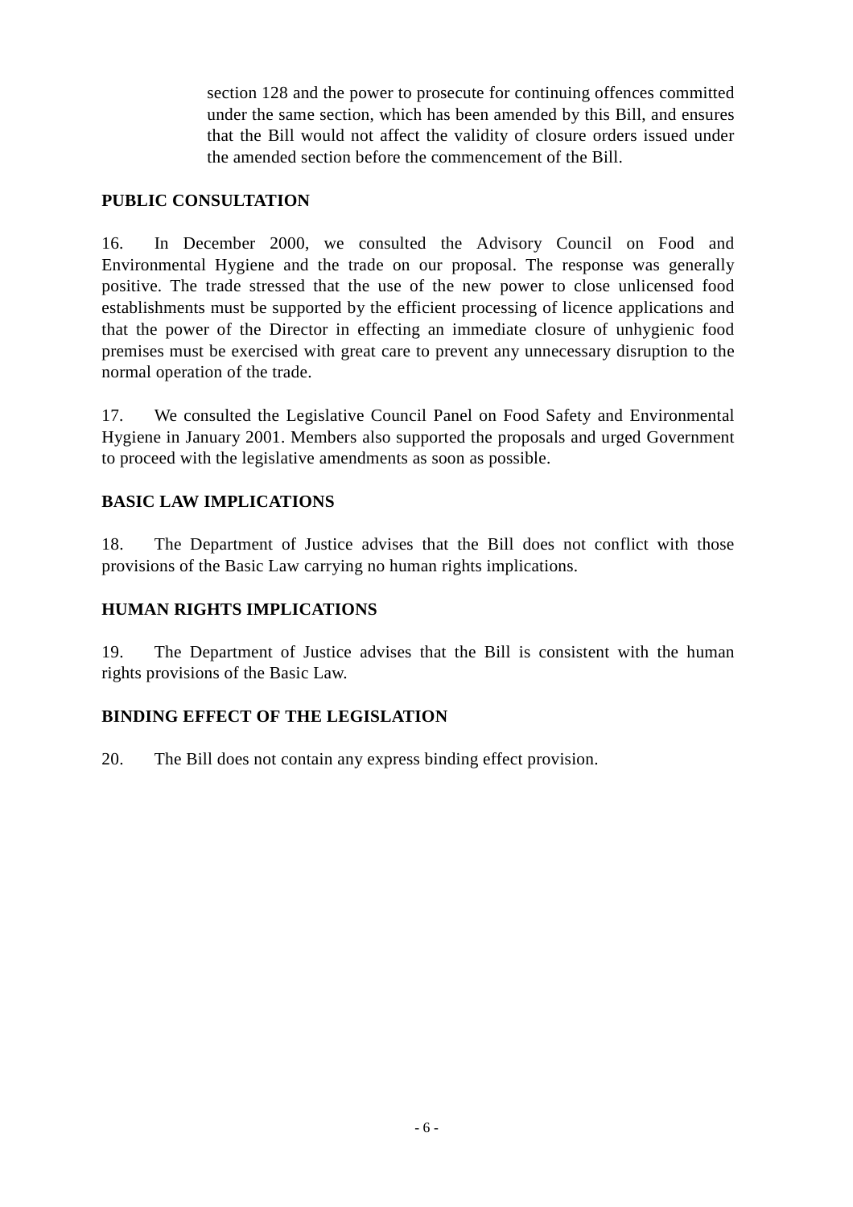section 128 and the power to prosecute for continuing offences committed under the same section, which has been amended by this Bill, and ensures that the Bill would not affect the validity of closure orders issued under the amended section before the commencement of the Bill.

**PUBLIC CONSULTATION**

16. In December 2000, we consulted the Advisory Council on Food and Environmental Hygiene and the trade on our proposal. The response was generally positive. The trade stressed that the use of the new power to close unlicensed food establishments must be supported by the efficient processing of licence applications and that the power of the Director in effecting an immediate closure of unhygienic food premises must be exercised with great care to prevent any unnecessary disruption to the normal operation of the trade.

17. We consulted the Legislative Council Panel on Food Safety and Environmental Hygiene in January 2001. Members also supported the proposals and urged Government to proceed with the legislative amendments as soon as possible.

**BASIC LAW IMPLICATIONS**

18. The Department of Justice advises that the Bill does not conflict with those provisions of the Basic Law carrying no human rights implications.

**HUMAN RIGHTS IMPLICATIONS**

19. The Department of Justice advises that the Bill is consistent with the human rights provisions of the Basic Law.

**BINDING EFFECT OF THE LEGISLATION**

20. The Bill does not contain any express binding effect provision.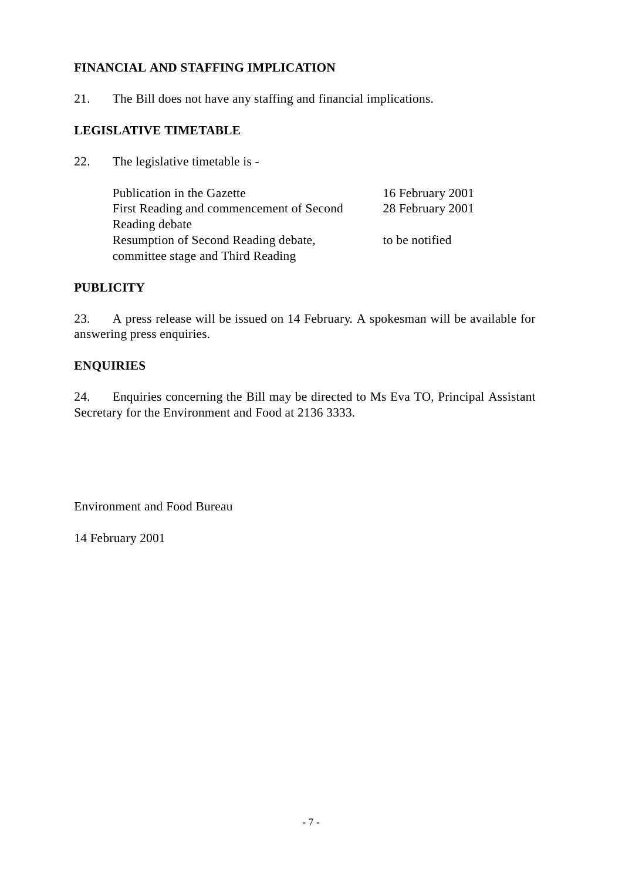**FINANCIAL AND STAFFING IMPLICATION**

21. The Bill does not have any staffing and financial implications.

**LEGISLATIVE TIMETABLE**

22. The legislative timetable is -

| | |
|---|---|
| Publication in the Gazette | 16 February 2001 |
| First Reading and commencement of Second Reading debate | 28 February 2001 |
| Resumption of Second Reading debate, committee stage and Third Reading | to be notified |

**PUBLICITY**

23. A press release will be issued on 14 February. A spokesman will be available for answering press enquiries.

**ENQUIRIES**

24. Enquiries concerning the Bill may be directed to Ms Eva TO, Principal Assistant Secretary for the Environment and Food at 2136 3333.

Environment and Food Bureau

14 February 2001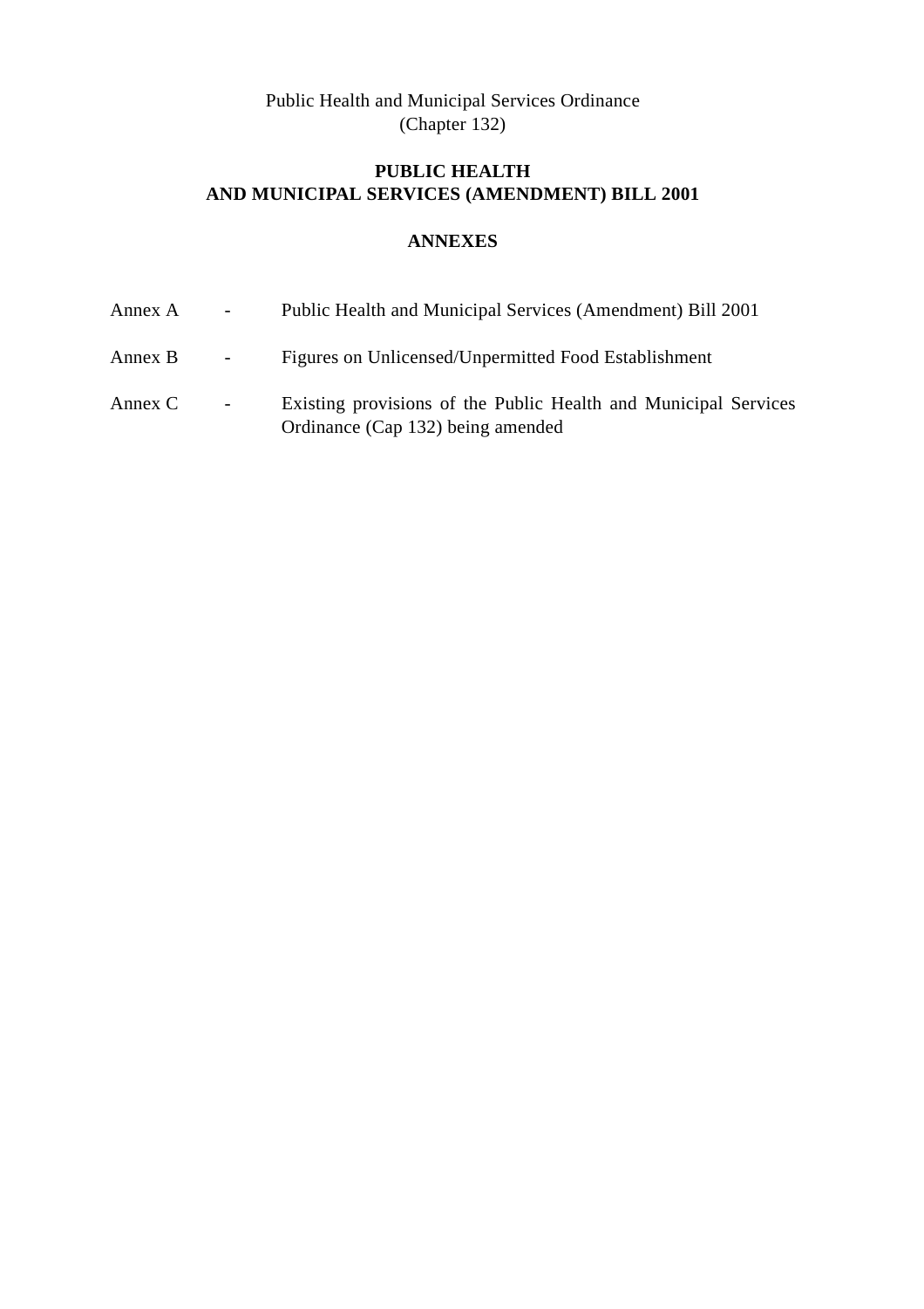Public Health and Municipal Services Ordinance
(Chapter 132)

**PUBLIC HEALTH**
**AND MUNICIPAL SERVICES (AMENDMENT) BILL 2001**

**ANNEXES**

| | | |
|---|---|---|
| Annex A | - | Public Health and Municipal Services (Amendment) Bill 2001 |
| Annex B | - | Figures on Unlicensed/Unpermitted Food Establishment |
| Annex C | - | Existing provisions of the Public Health and Municipal Services Ordinance (Cap 132) being amended |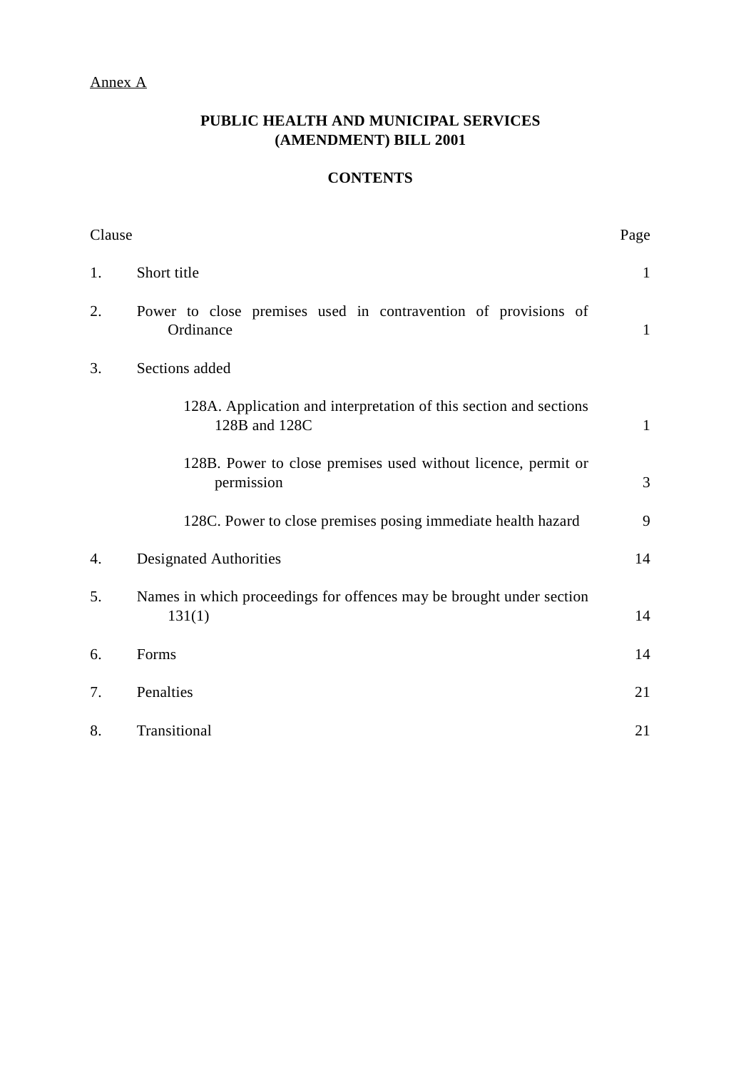Annex A

**PUBLIC HEALTH AND MUNICIPAL SERVICES (AMENDMENT) BILL 2001**

**CONTENTS**

| Clause | | Page |
|---|---|---|
| 1. | Short title | 1 |
| 2. | Power to close premises used in contravention of provisions of Ordinance | 1 |
| 3. | Sections added | |
| | 128A. Application and interpretation of this section and sections 128B and 128C | 1 |
| | 128B. Power to close premises used without licence, permit or permission | 3 |
| | 128C. Power to close premises posing immediate health hazard | 9 |
| 4. | Designated Authorities | 14 |
| 5. | Names in which proceedings for offences may be brought under section 131(1) | 14 |
| 6. | Forms | 14 |
| 7. | Penalties | 21 |
| 8. | Transitional | 21 |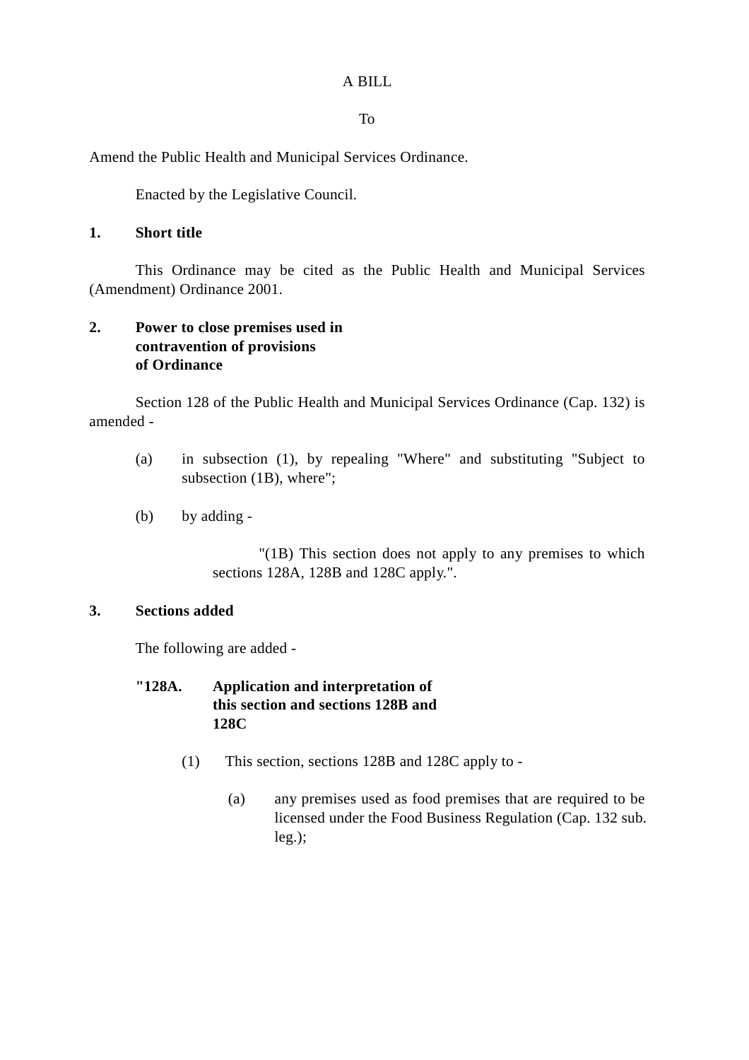A BILL

To

Amend the Public Health and Municipal Services Ordinance.

Enacted by the Legislative Council.

**1. Short title**

This Ordinance may be cited as the Public Health and Municipal Services (Amendment) Ordinance 2001.

**2. Power to close premises used in contravention of provisions of Ordinance**

Section 128 of the Public Health and Municipal Services Ordinance (Cap. 132) is amended -

(a) in subsection (1), by repealing "Where" and substituting "Subject to subsection (1B), where";

(b) by adding -

"(1B) This section does not apply to any premises to which sections 128A, 128B and 128C apply.".

**3. Sections added**

The following are added -

**"128A. Application and interpretation of this section and sections 128B and 128C**

(1) This section, sections 128B and 128C apply to -

(a) any premises used as food premises that are required to be licensed under the Food Business Regulation (Cap. 132 sub. leg.);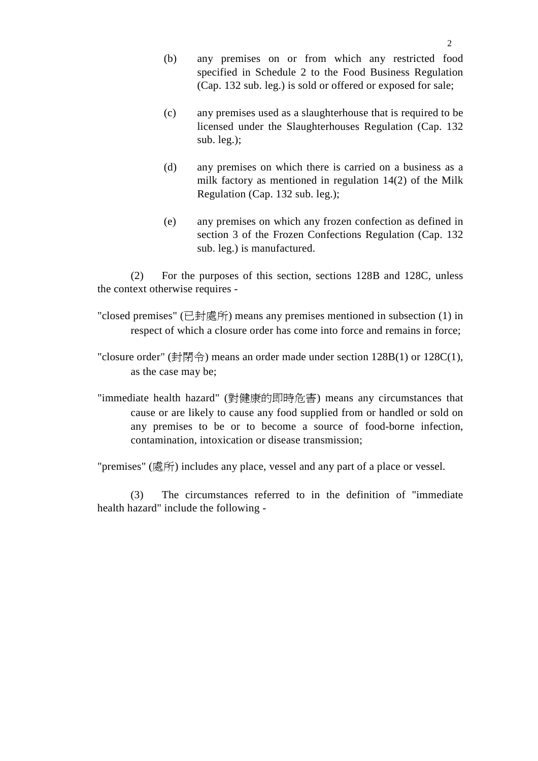(b) any premises on or from which any restricted food specified in Schedule 2 to the Food Business Regulation (Cap. 132 sub. leg.) is sold or offered or exposed for sale;

(c) any premises used as a slaughterhouse that is required to be licensed under the Slaughterhouses Regulation (Cap. 132 sub. leg.);

(d) any premises on which there is carried on a business as a milk factory as mentioned in regulation 14(2) of the Milk Regulation (Cap. 132 sub. leg.);

(e) any premises on which any frozen confection as defined in section 3 of the Frozen Confections Regulation (Cap. 132 sub. leg.) is manufactured.

(2) For the purposes of this section, sections 128B and 128C, unless the context otherwise requires -

"closed premises" (已封處所) means any premises mentioned in subsection (1) in respect of which a closure order has come into force and remains in force;

"closure order" (封閉令) means an order made under section 128B(1) or 128C(1), as the case may be;

"immediate health hazard" (對健康的即時危害) means any circumstances that cause or are likely to cause any food supplied from or handled or sold on any premises to be or to become a source of food-borne infection, contamination, intoxication or disease transmission;

"premises" (處所) includes any place, vessel and any part of a place or vessel.

(3) The circumstances referred to in the definition of "immediate health hazard" include the following -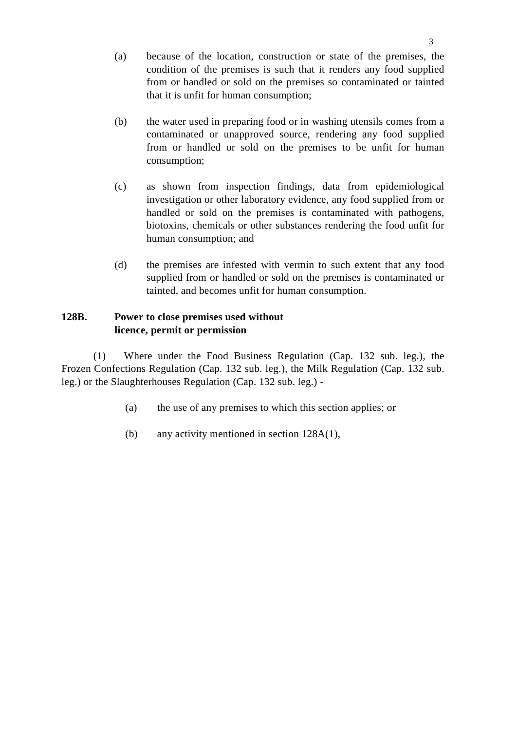(a) because of the location, construction or state of the premises, the condition of the premises is such that it renders any food supplied from or handled or sold on the premises so contaminated or tainted that it is unfit for human consumption;

(b) the water used in preparing food or in washing utensils comes from a contaminated or unapproved source, rendering any food supplied from or handled or sold on the premises to be unfit for human consumption;

(c) as shown from inspection findings, data from epidemiological investigation or other laboratory evidence, any food supplied from or handled or sold on the premises is contaminated with pathogens, biotoxins, chemicals or other substances rendering the food unfit for human consumption; and

(d) the premises are infested with vermin to such extent that any food supplied from or handled or sold on the premises is contaminated or tainted, and becomes unfit for human consumption.

**128B. Power to close premises used without licence, permit or permission**

(1) Where under the Food Business Regulation (Cap. 132 sub. leg.), the Frozen Confections Regulation (Cap. 132 sub. leg.), the Milk Regulation (Cap. 132 sub. leg.) or the Slaughterhouses Regulation (Cap. 132 sub. leg.) -

(a) the use of any premises to which this section applies; or

(b) any activity mentioned in section 128A(1),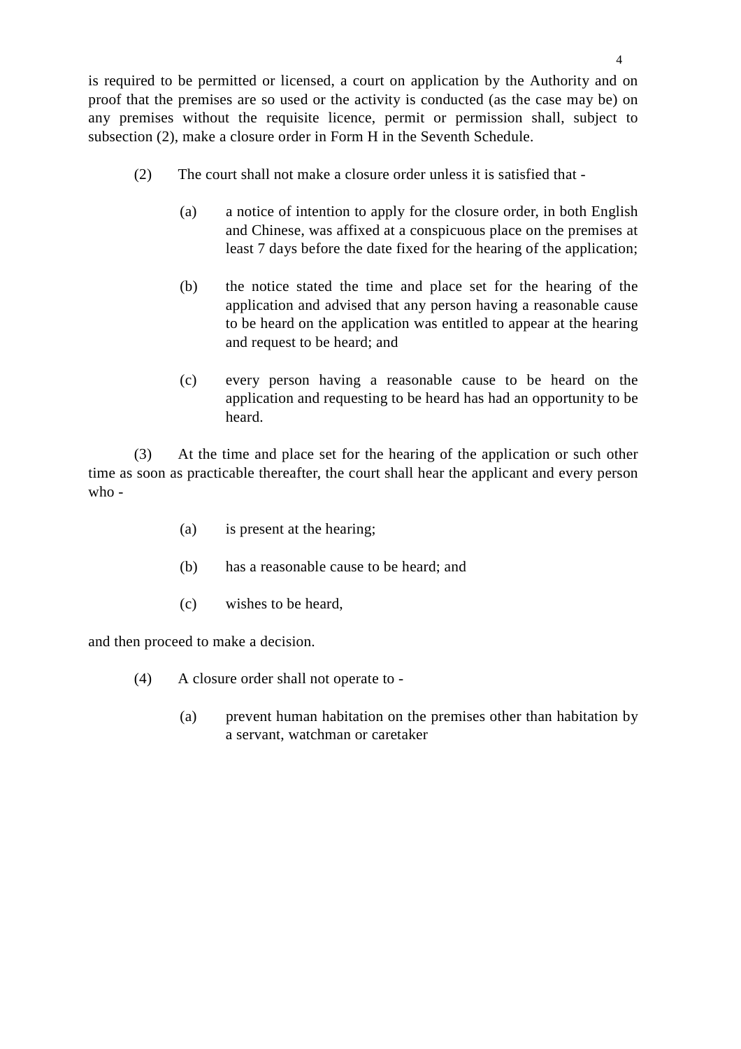is required to be permitted or licensed, a court on application by the Authority and on proof that the premises are so used or the activity is conducted (as the case may be) on any premises without the requisite licence, permit or permission shall, subject to subsection (2), make a closure order in Form H in the Seventh Schedule.

(2) The court shall not make a closure order unless it is satisfied that -

(a) a notice of intention to apply for the closure order, in both English and Chinese, was affixed at a conspicuous place on the premises at least 7 days before the date fixed for the hearing of the application;

(b) the notice stated the time and place set for the hearing of the application and advised that any person having a reasonable cause to be heard on the application was entitled to appear at the hearing and request to be heard; and

(c) every person having a reasonable cause to be heard on the application and requesting to be heard has had an opportunity to be heard.

(3) At the time and place set for the hearing of the application or such other time as soon as practicable thereafter, the court shall hear the applicant and every person who -

(a) is present at the hearing;

(b) has a reasonable cause to be heard; and

(c) wishes to be heard,

and then proceed to make a decision.

(4) A closure order shall not operate to -

(a) prevent human habitation on the premises other than habitation by a servant, watchman or caretaker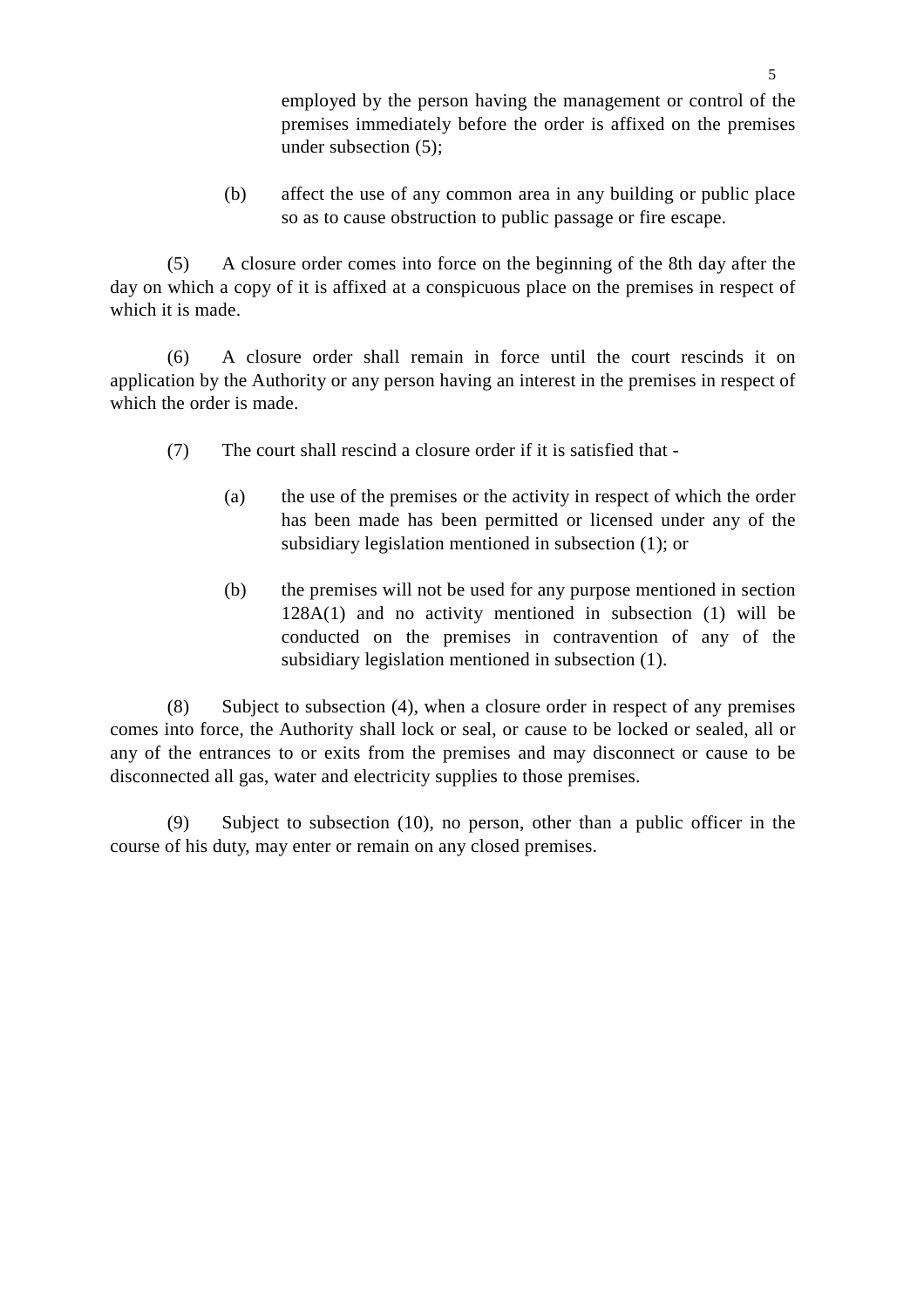employed by the person having the management or control of the premises immediately before the order is affixed on the premises under subsection (5);

(b) affect the use of any common area in any building or public place so as to cause obstruction to public passage or fire escape.

(5) A closure order comes into force on the beginning of the 8th day after the day on which a copy of it is affixed at a conspicuous place on the premises in respect of which it is made.

(6) A closure order shall remain in force until the court rescinds it on application by the Authority or any person having an interest in the premises in respect of which the order is made.

(7) The court shall rescind a closure order if it is satisfied that -

(a) the use of the premises or the activity in respect of which the order has been made has been permitted or licensed under any of the subsidiary legislation mentioned in subsection (1); or

(b) the premises will not be used for any purpose mentioned in section 128A(1) and no activity mentioned in subsection (1) will be conducted on the premises in contravention of any of the subsidiary legislation mentioned in subsection (1).

(8) Subject to subsection (4), when a closure order in respect of any premises comes into force, the Authority shall lock or seal, or cause to be locked or sealed, all or any of the entrances to or exits from the premises and may disconnect or cause to be disconnected all gas, water and electricity supplies to those premises.

(9) Subject to subsection (10), no person, other than a public officer in the course of his duty, may enter or remain on any closed premises.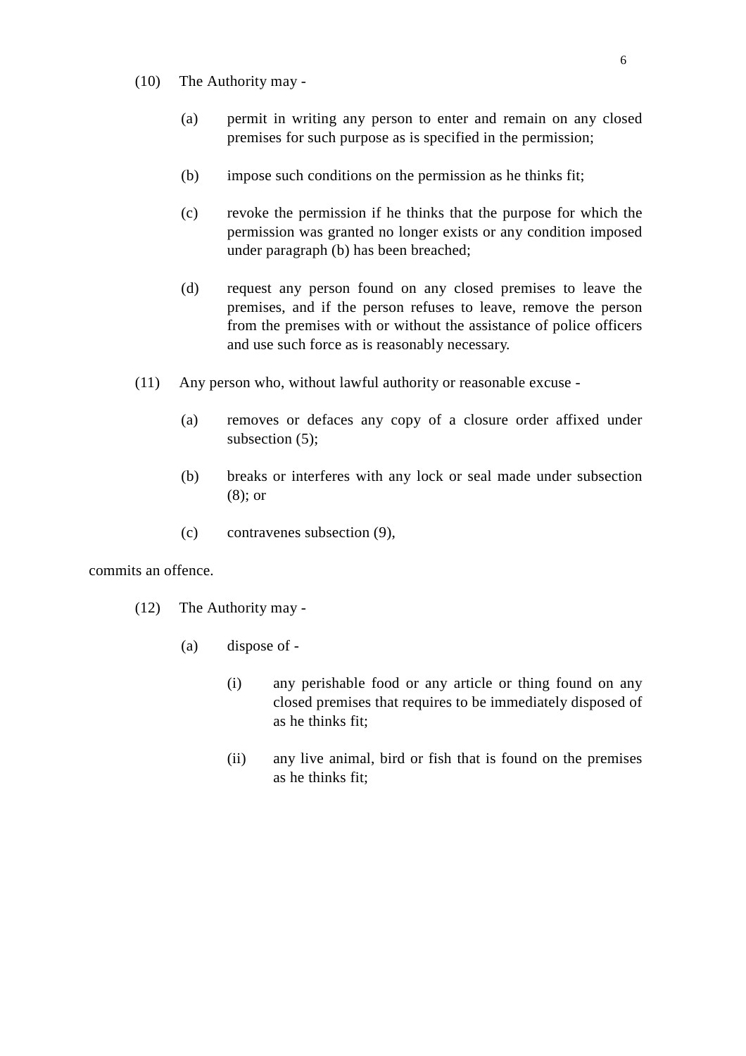(10) The Authority may -

(a) permit in writing any person to enter and remain on any closed premises for such purpose as is specified in the permission;

(b) impose such conditions on the permission as he thinks fit;

(c) revoke the permission if he thinks that the purpose for which the permission was granted no longer exists or any condition imposed under paragraph (b) has been breached;

(d) request any person found on any closed premises to leave the premises, and if the person refuses to leave, remove the person from the premises with or without the assistance of police officers and use such force as is reasonably necessary.

(11) Any person who, without lawful authority or reasonable excuse -

(a) removes or defaces any copy of a closure order affixed under subsection (5);

(b) breaks or interferes with any lock or seal made under subsection (8); or

(c) contravenes subsection (9),

commits an offence.

(12) The Authority may -

(a) dispose of -

(i) any perishable food or any article or thing found on any closed premises that requires to be immediately disposed of as he thinks fit;

(ii) any live animal, bird or fish that is found on the premises as he thinks fit;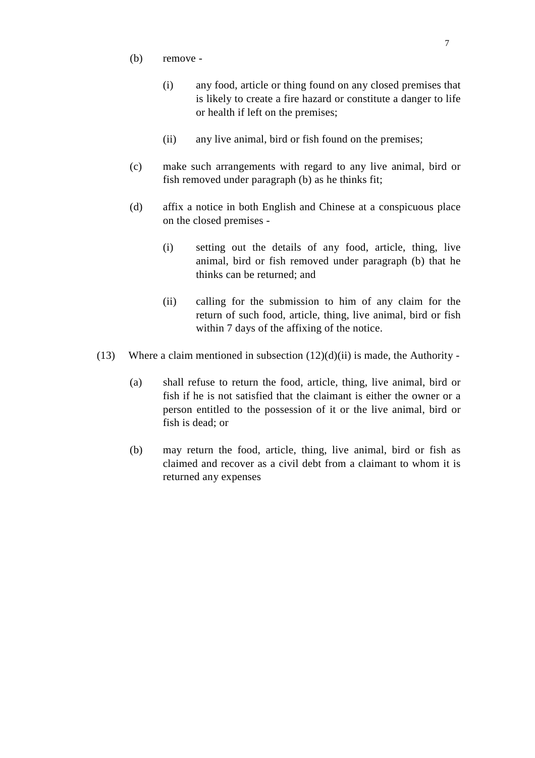(b) remove -

(i) any food, article or thing found on any closed premises that is likely to create a fire hazard or constitute a danger to life or health if left on the premises;

(ii) any live animal, bird or fish found on the premises;

(c) make such arrangements with regard to any live animal, bird or fish removed under paragraph (b) as he thinks fit;

(d) affix a notice in both English and Chinese at a conspicuous place on the closed premises -

(i) setting out the details of any food, article, thing, live animal, bird or fish removed under paragraph (b) that he thinks can be returned; and

(ii) calling for the submission to him of any claim for the return of such food, article, thing, live animal, bird or fish within 7 days of the affixing of the notice.

(13) Where a claim mentioned in subsection (12)(d)(ii) is made, the Authority -

(a) shall refuse to return the food, article, thing, live animal, bird or fish if he is not satisfied that the claimant is either the owner or a person entitled to the possession of it or the live animal, bird or fish is dead; or

(b) may return the food, article, thing, live animal, bird or fish as claimed and recover as a civil debt from a claimant to whom it is returned any expenses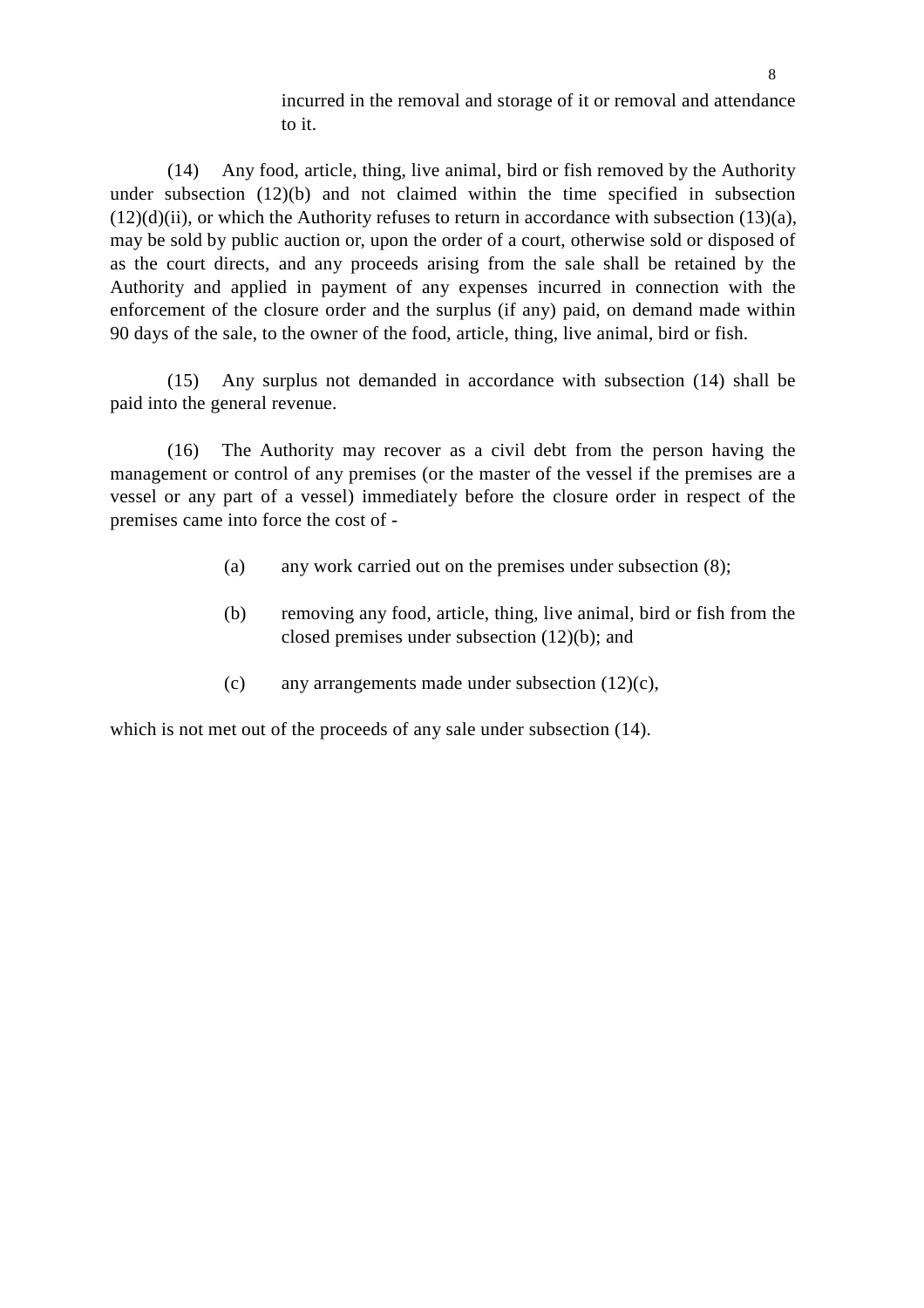incurred in the removal and storage of it or removal and attendance to it.

(14) Any food, article, thing, live animal, bird or fish removed by the Authority under subsection (12)(b) and not claimed within the time specified in subsection (12)(d)(ii), or which the Authority refuses to return in accordance with subsection (13)(a), may be sold by public auction or, upon the order of a court, otherwise sold or disposed of as the court directs, and any proceeds arising from the sale shall be retained by the Authority and applied in payment of any expenses incurred in connection with the enforcement of the closure order and the surplus (if any) paid, on demand made within 90 days of the sale, to the owner of the food, article, thing, live animal, bird or fish.

(15) Any surplus not demanded in accordance with subsection (14) shall be paid into the general revenue.

(16) The Authority may recover as a civil debt from the person having the management or control of any premises (or the master of the vessel if the premises are a vessel or any part of a vessel) immediately before the closure order in respect of the premises came into force the cost of -

(a) any work carried out on the premises under subsection (8);

(b) removing any food, article, thing, live animal, bird or fish from the closed premises under subsection (12)(b); and

(c) any arrangements made under subsection (12)(c),

which is not met out of the proceeds of any sale under subsection (14).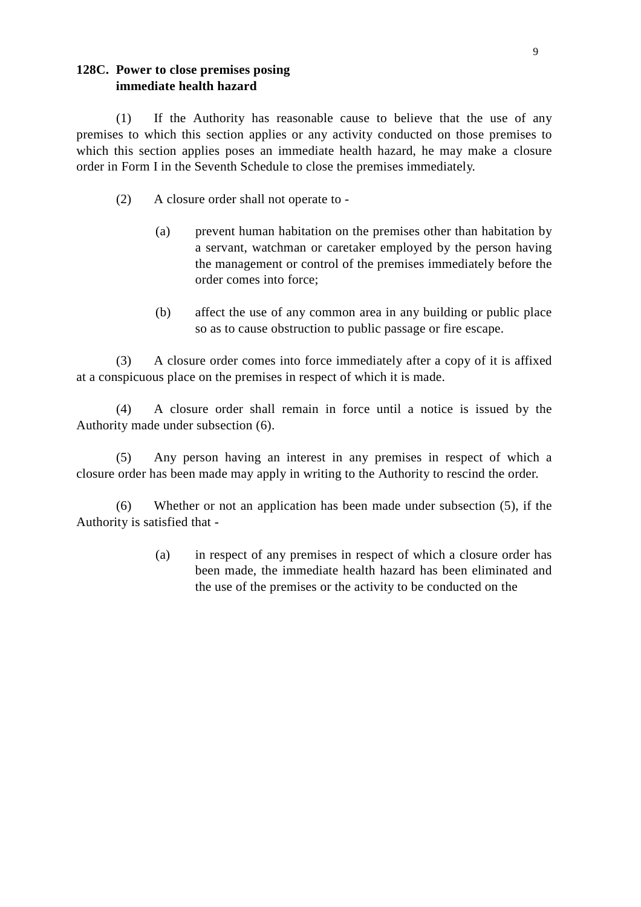**128C. Power to close premises posing immediate health hazard**

(1) If the Authority has reasonable cause to believe that the use of any premises to which this section applies or any activity conducted on those premises to which this section applies poses an immediate health hazard, he may make a closure order in Form I in the Seventh Schedule to close the premises immediately.

(2) A closure order shall not operate to -

(a) prevent human habitation on the premises other than habitation by a servant, watchman or caretaker employed by the person having the management or control of the premises immediately before the order comes into force;

(b) affect the use of any common area in any building or public place so as to cause obstruction to public passage or fire escape.

(3) A closure order comes into force immediately after a copy of it is affixed at a conspicuous place on the premises in respect of which it is made.

(4) A closure order shall remain in force until a notice is issued by the Authority made under subsection (6).

(5) Any person having an interest in any premises in respect of which a closure order has been made may apply in writing to the Authority to rescind the order.

(6) Whether or not an application has been made under subsection (5), if the Authority is satisfied that -

(a) in respect of any premises in respect of which a closure order has been made, the immediate health hazard has been eliminated and the use of the premises or the activity to be conducted on the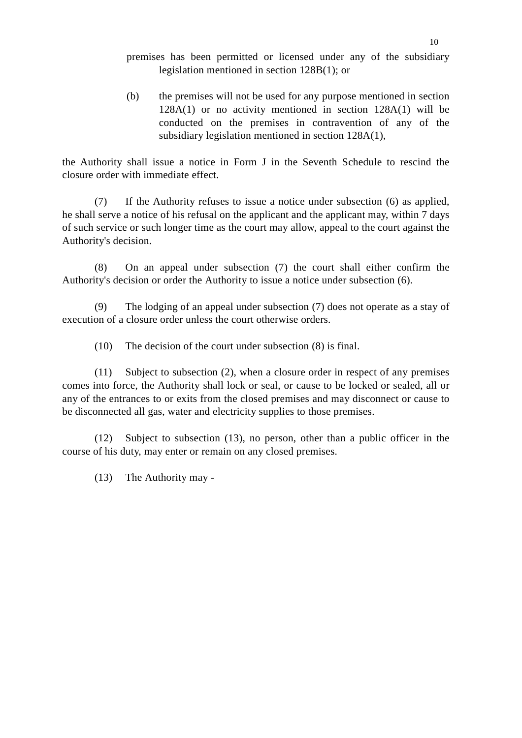premises has been permitted or licensed under any of the subsidiary legislation mentioned in section 128B(1); or

(b) the premises will not be used for any purpose mentioned in section 128A(1) or no activity mentioned in section 128A(1) will be conducted on the premises in contravention of any of the subsidiary legislation mentioned in section 128A(1),

the Authority shall issue a notice in Form J in the Seventh Schedule to rescind the closure order with immediate effect.

(7) If the Authority refuses to issue a notice under subsection (6) as applied, he shall serve a notice of his refusal on the applicant and the applicant may, within 7 days of such service or such longer time as the court may allow, appeal to the court against the Authority's decision.

(8) On an appeal under subsection (7) the court shall either confirm the Authority's decision or order the Authority to issue a notice under subsection (6).

(9) The lodging of an appeal under subsection (7) does not operate as a stay of execution of a closure order unless the court otherwise orders.

(10) The decision of the court under subsection (8) is final.

(11) Subject to subsection (2), when a closure order in respect of any premises comes into force, the Authority shall lock or seal, or cause to be locked or sealed, all or any of the entrances to or exits from the closed premises and may disconnect or cause to be disconnected all gas, water and electricity supplies to those premises.

(12) Subject to subsection (13), no person, other than a public officer in the course of his duty, may enter or remain on any closed premises.

(13) The Authority may -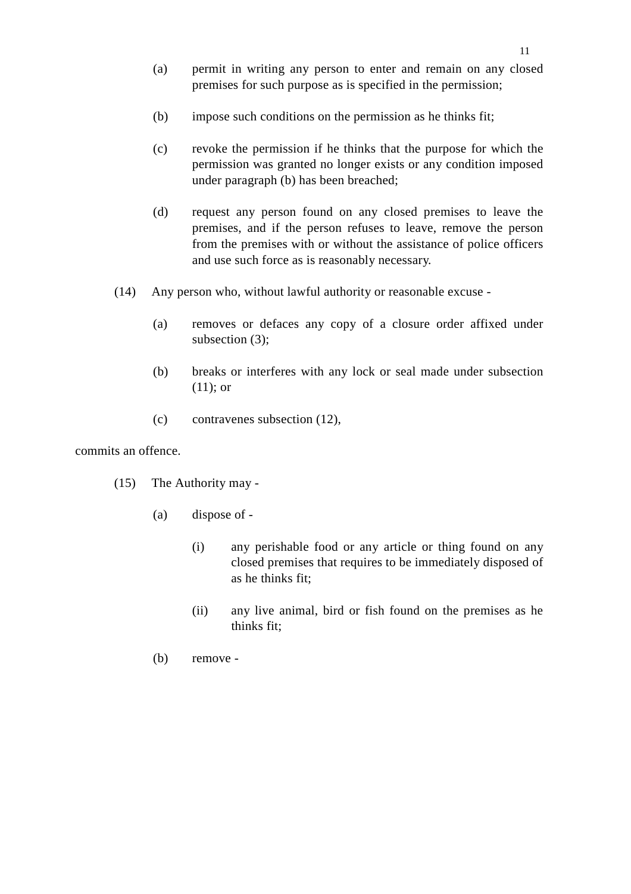(a) permit in writing any person to enter and remain on any closed premises for such purpose as is specified in the permission;

(b) impose such conditions on the permission as he thinks fit;

(c) revoke the permission if he thinks that the purpose for which the permission was granted no longer exists or any condition imposed under paragraph (b) has been breached;

(d) request any person found on any closed premises to leave the premises, and if the person refuses to leave, remove the person from the premises with or without the assistance of police officers and use such force as is reasonably necessary.

(14) Any person who, without lawful authority or reasonable excuse -

(a) removes or defaces any copy of a closure order affixed under subsection (3);

(b) breaks or interferes with any lock or seal made under subsection (11); or

(c) contravenes subsection (12),

commits an offence.

(15) The Authority may -

(a) dispose of -

(i) any perishable food or any article or thing found on any closed premises that requires to be immediately disposed of as he thinks fit;

(ii) any live animal, bird or fish found on the premises as he thinks fit;

(b) remove -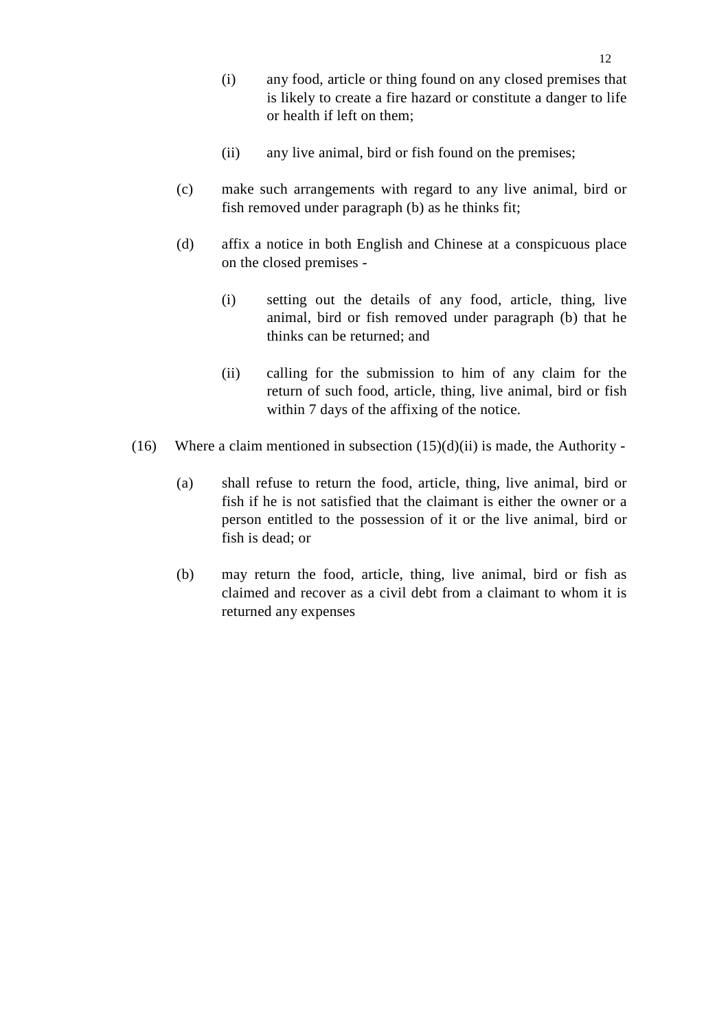(i) any food, article or thing found on any closed premises that is likely to create a fire hazard or constitute a danger to life or health if left on them;

(ii) any live animal, bird or fish found on the premises;

(c) make such arrangements with regard to any live animal, bird or fish removed under paragraph (b) as he thinks fit;

(d) affix a notice in both English and Chinese at a conspicuous place on the closed premises -

(i) setting out the details of any food, article, thing, live animal, bird or fish removed under paragraph (b) that he thinks can be returned; and

(ii) calling for the submission to him of any claim for the return of such food, article, thing, live animal, bird or fish within 7 days of the affixing of the notice.

(16) Where a claim mentioned in subsection (15)(d)(ii) is made, the Authority -

(a) shall refuse to return the food, article, thing, live animal, bird or fish if he is not satisfied that the claimant is either the owner or a person entitled to the possession of it or the live animal, bird or fish is dead; or

(b) may return the food, article, thing, live animal, bird or fish as claimed and recover as a civil debt from a claimant to whom it is returned any expenses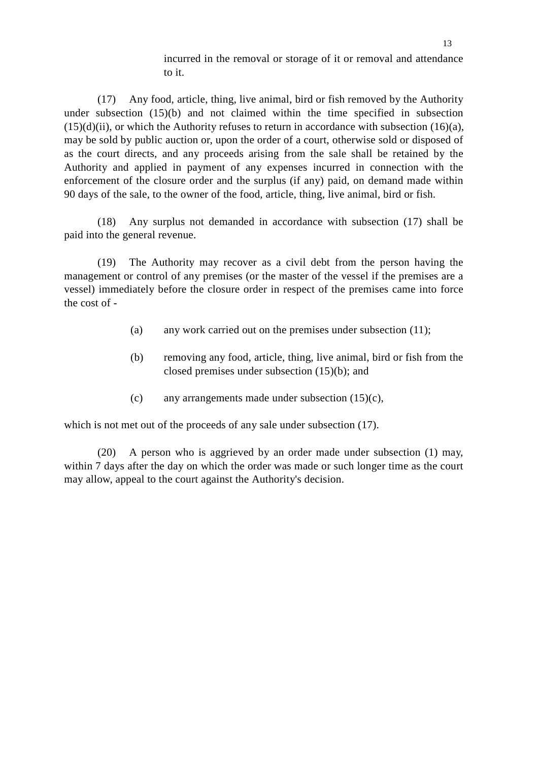incurred in the removal or storage of it or removal and attendance to it.

(17) Any food, article, thing, live animal, bird or fish removed by the Authority under subsection (15)(b) and not claimed within the time specified in subsection (15)(d)(ii), or which the Authority refuses to return in accordance with subsection (16)(a), may be sold by public auction or, upon the order of a court, otherwise sold or disposed of as the court directs, and any proceeds arising from the sale shall be retained by the Authority and applied in payment of any expenses incurred in connection with the enforcement of the closure order and the surplus (if any) paid, on demand made within 90 days of the sale, to the owner of the food, article, thing, live animal, bird or fish.

(18) Any surplus not demanded in accordance with subsection (17) shall be paid into the general revenue.

(19) The Authority may recover as a civil debt from the person having the management or control of any premises (or the master of the vessel if the premises are a vessel) immediately before the closure order in respect of the premises came into force the cost of -

(a) any work carried out on the premises under subsection (11);

(b) removing any food, article, thing, live animal, bird or fish from the closed premises under subsection (15)(b); and

(c) any arrangements made under subsection (15)(c),

which is not met out of the proceeds of any sale under subsection (17).

(20) A person who is aggrieved by an order made under subsection (1) may, within 7 days after the day on which the order was made or such longer time as the court may allow, appeal to the court against the Authority's decision.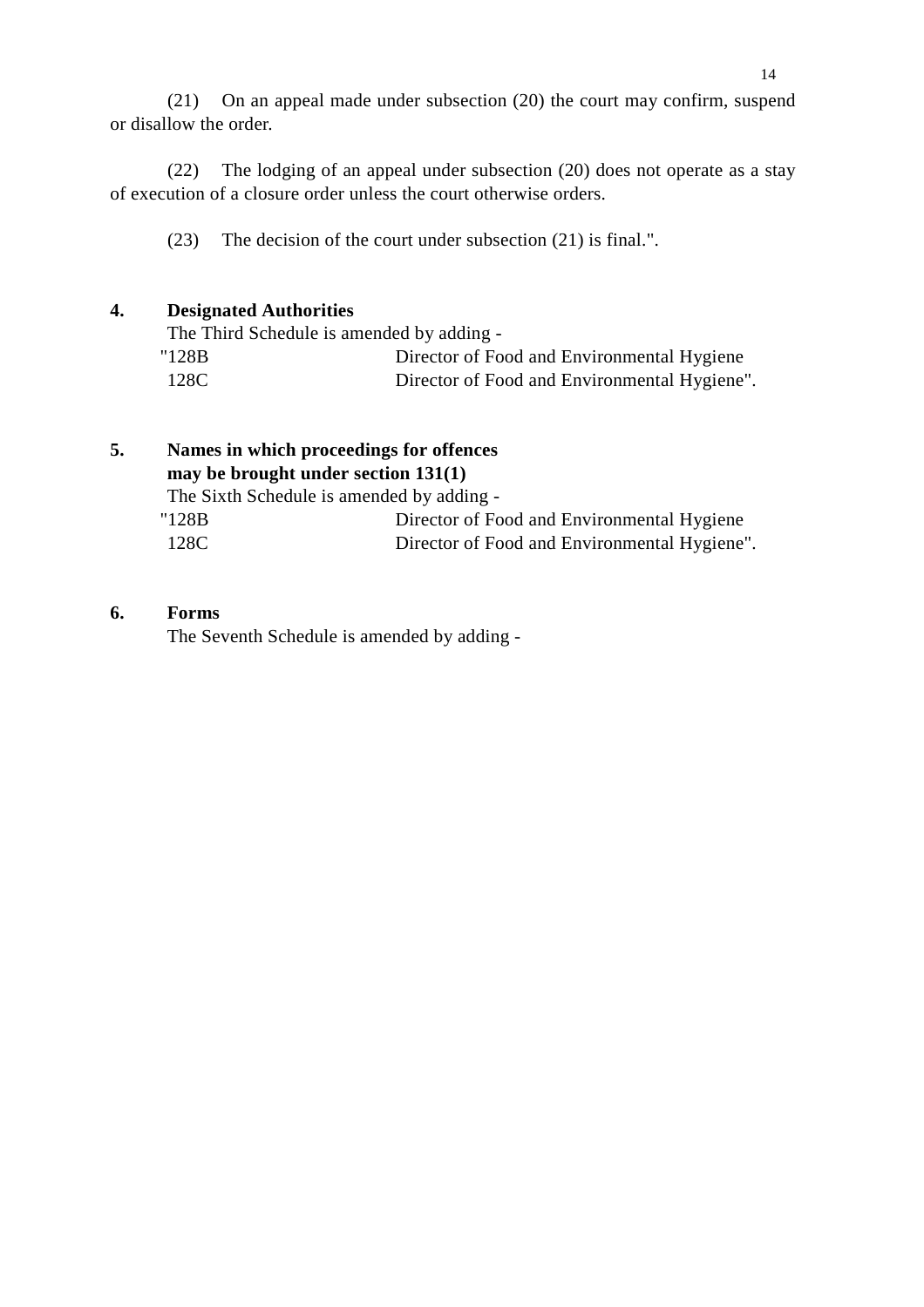(21) On an appeal made under subsection (20) the court may confirm, suspend or disallow the order.

(22) The lodging of an appeal under subsection (20) does not operate as a stay of execution of a closure order unless the court otherwise orders.

(23) The decision of the court under subsection (21) is final.".

**4. Designated Authorities**

The Third Schedule is amended by adding -

| | |
|---|---|
| "128B | Director of Food and Environmental Hygiene |
| 128C | Director of Food and Environmental Hygiene". |

**5. Names in which proceedings for offences may be brought under section 131(1)**

The Sixth Schedule is amended by adding -

| | |
|---|---|
| "128B | Director of Food and Environmental Hygiene |
| 128C | Director of Food and Environmental Hygiene". |

**6. Forms**

The Seventh Schedule is amended by adding -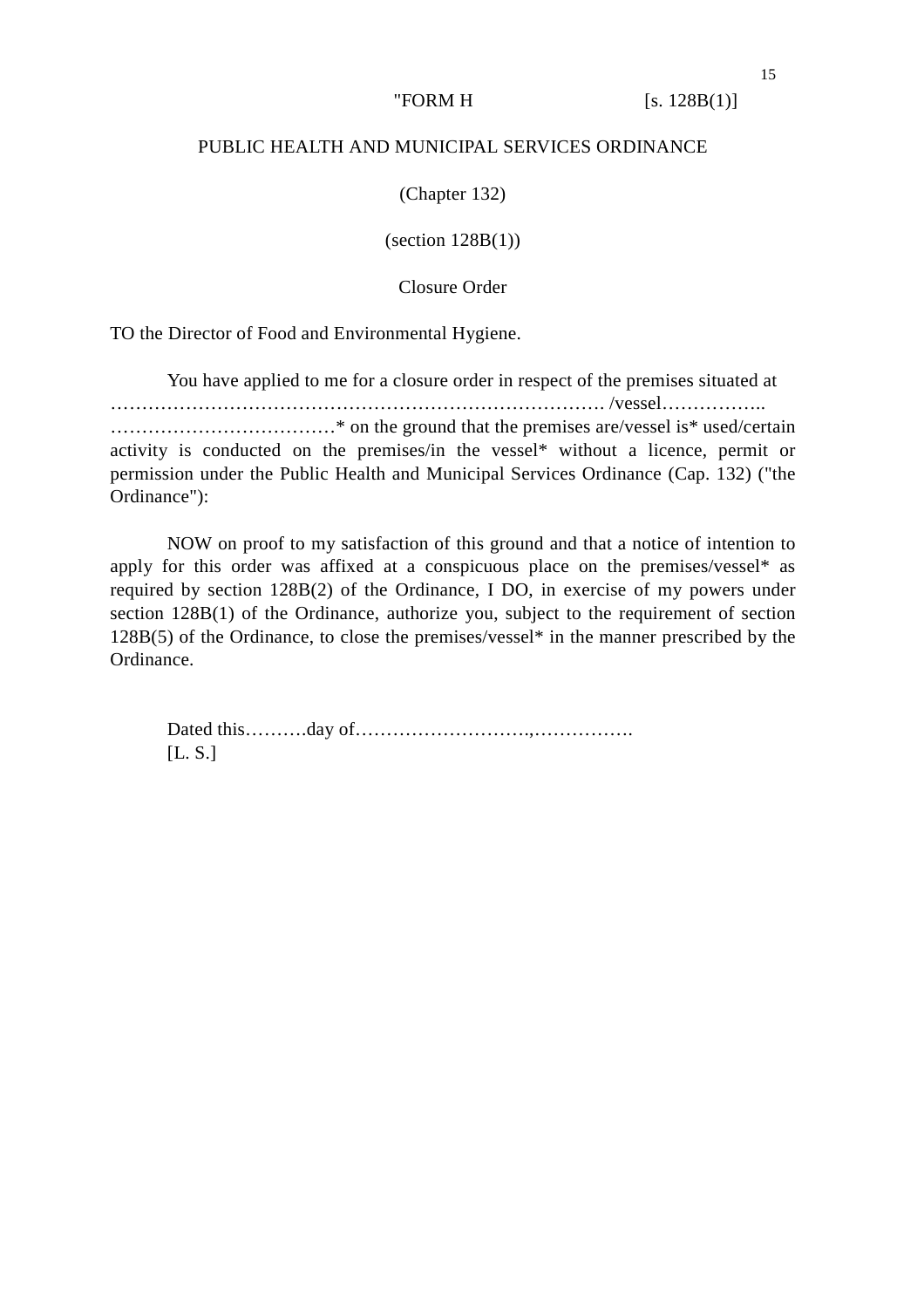"FORM H [s. 128B(1)]

PUBLIC HEALTH AND MUNICIPAL SERVICES ORDINANCE

(Chapter 132)

(section 128B(1))

Closure Order

TO the Director of Food and Environmental Hygiene.

You have applied to me for a closure order in respect of the premises situated at ……………………………………………………………………. /vessel…………….. ………………………………* on the ground that the premises are/vessel is* used/certain activity is conducted on the premises/in the vessel* without a licence, permit or permission under the Public Health and Municipal Services Ordinance (Cap. 132) ("the Ordinance"):

NOW on proof to my satisfaction of this ground and that a notice of intention to apply for this order was affixed at a conspicuous place on the premises/vessel* as required by section 128B(2) of the Ordinance, I DO, in exercise of my powers under section 128B(1) of the Ordinance, authorize you, subject to the requirement of section 128B(5) of the Ordinance, to close the premises/vessel* in the manner prescribed by the Ordinance.

Dated this……….day of………………………,…………….
[L. S.]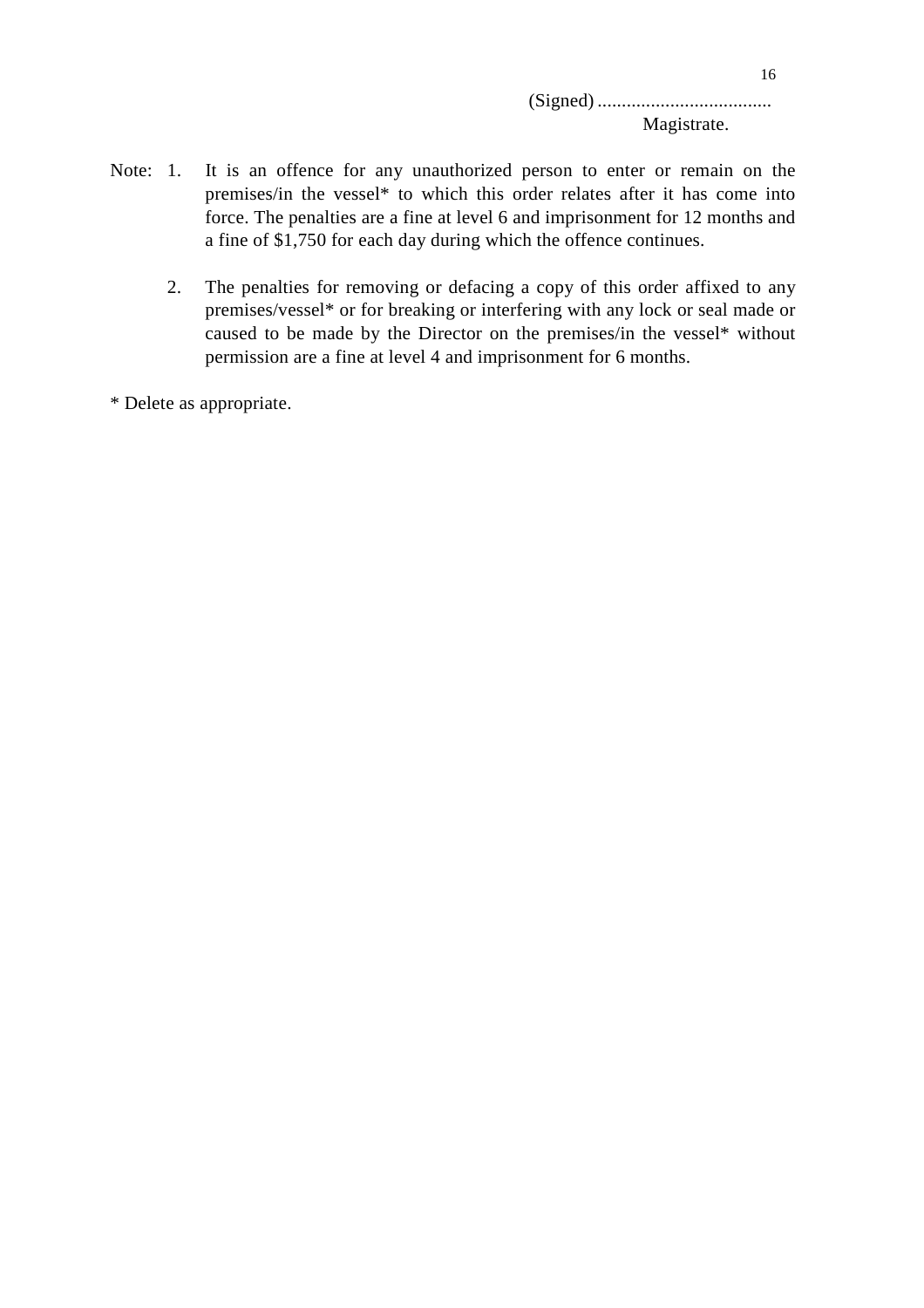(Signed) ....................................
Magistrate.

Note: 1. It is an offence for any unauthorized person to enter or remain on the premises/in the vessel* to which this order relates after it has come into force. The penalties are a fine at level 6 and imprisonment for 12 months and a fine of $1,750 for each day during which the offence continues.

2. The penalties for removing or defacing a copy of this order affixed to any premises/vessel* or for breaking or interfering with any lock or seal made or caused to be made by the Director on the premises/in the vessel* without permission are a fine at level 4 and imprisonment for 6 months.

* Delete as appropriate.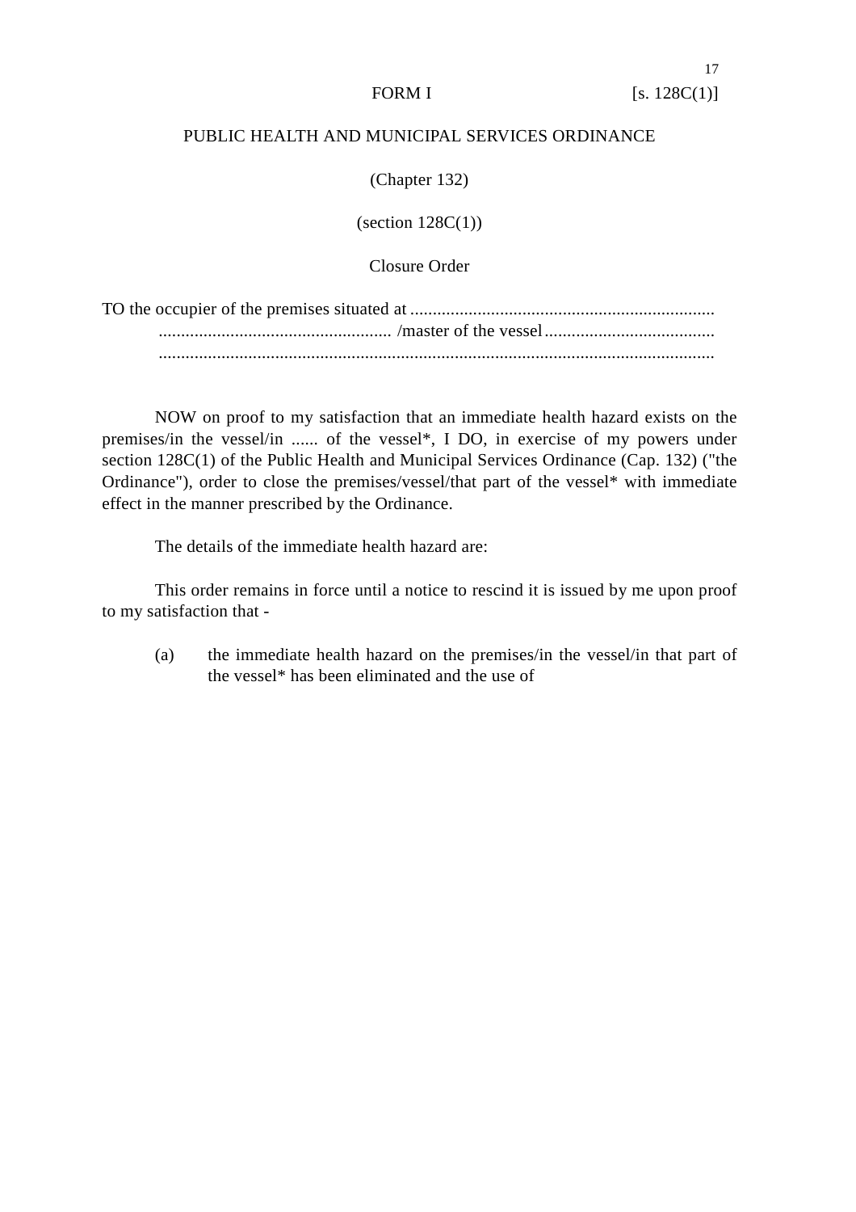FORM I [s. 128C(1)]

PUBLIC HEALTH AND MUNICIPAL SERVICES ORDINANCE

(Chapter 132)

(section 128C(1))

Closure Order

TO the occupier of the premises situated at ....................................................................
.................................................... /master of the vessel......................................
...........................................................................................................................

NOW on proof to my satisfaction that an immediate health hazard exists on the premises/in the vessel/in ...... of the vessel*, I DO, in exercise of my powers under section 128C(1) of the Public Health and Municipal Services Ordinance (Cap. 132) ("the Ordinance"), order to close the premises/vessel/that part of the vessel* with immediate effect in the manner prescribed by the Ordinance.

The details of the immediate health hazard are:

This order remains in force until a notice to rescind it is issued by me upon proof to my satisfaction that -

(a) the immediate health hazard on the premises/in the vessel/in that part of the vessel* has been eliminated and the use of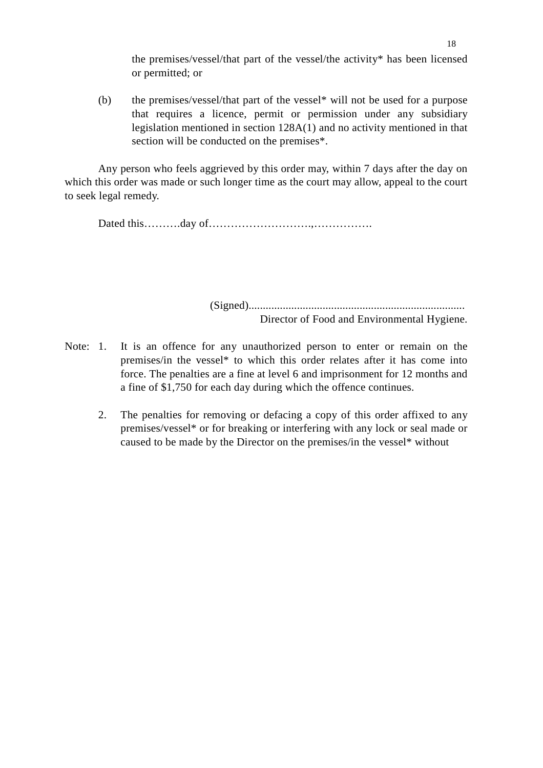the premises/vessel/that part of the vessel/the activity* has been licensed or permitted; or

(b) the premises/vessel/that part of the vessel* will not be used for a purpose that requires a licence, permit or permission under any subsidiary legislation mentioned in section 128A(1) and no activity mentioned in that section will be conducted on the premises*.

Any person who feels aggrieved by this order may, within 7 days after the day on which this order was made or such longer time as the court may allow, appeal to the court to seek legal remedy.

Dated this……….day of……………………….,…………….

(Signed)............................................................................
Director of Food and Environmental Hygiene.

Note: 1. It is an offence for any unauthorized person to enter or remain on the premises/in the vessel* to which this order relates after it has come into force. The penalties are a fine at level 6 and imprisonment for 12 months and a fine of $1,750 for each day during which the offence continues.

2. The penalties for removing or defacing a copy of this order affixed to any premises/vessel* or for breaking or interfering with any lock or seal made or caused to be made by the Director on the premises/in the vessel* without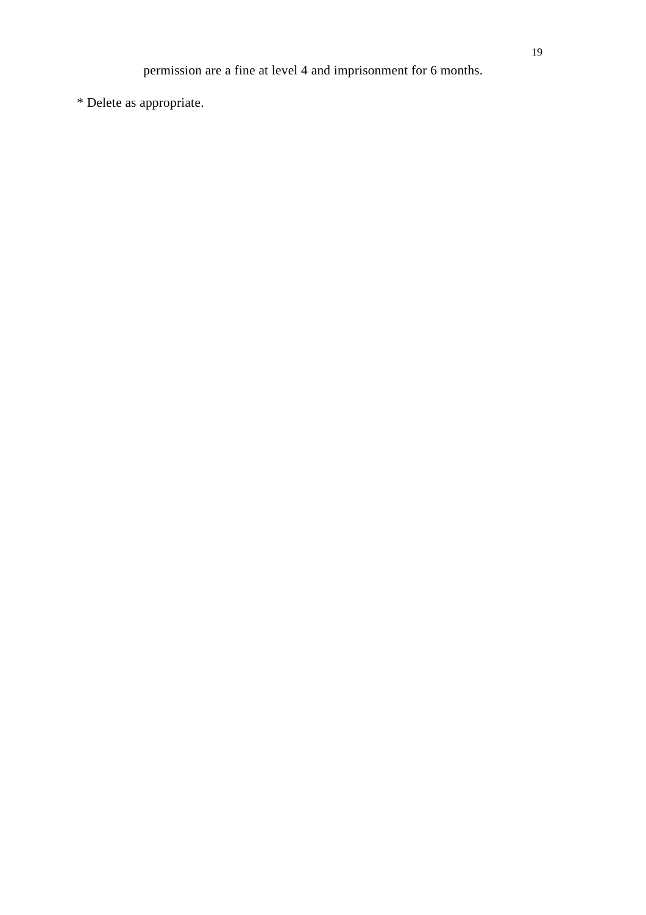permission are a fine at level 4 and imprisonment for 6 months.

* Delete as appropriate.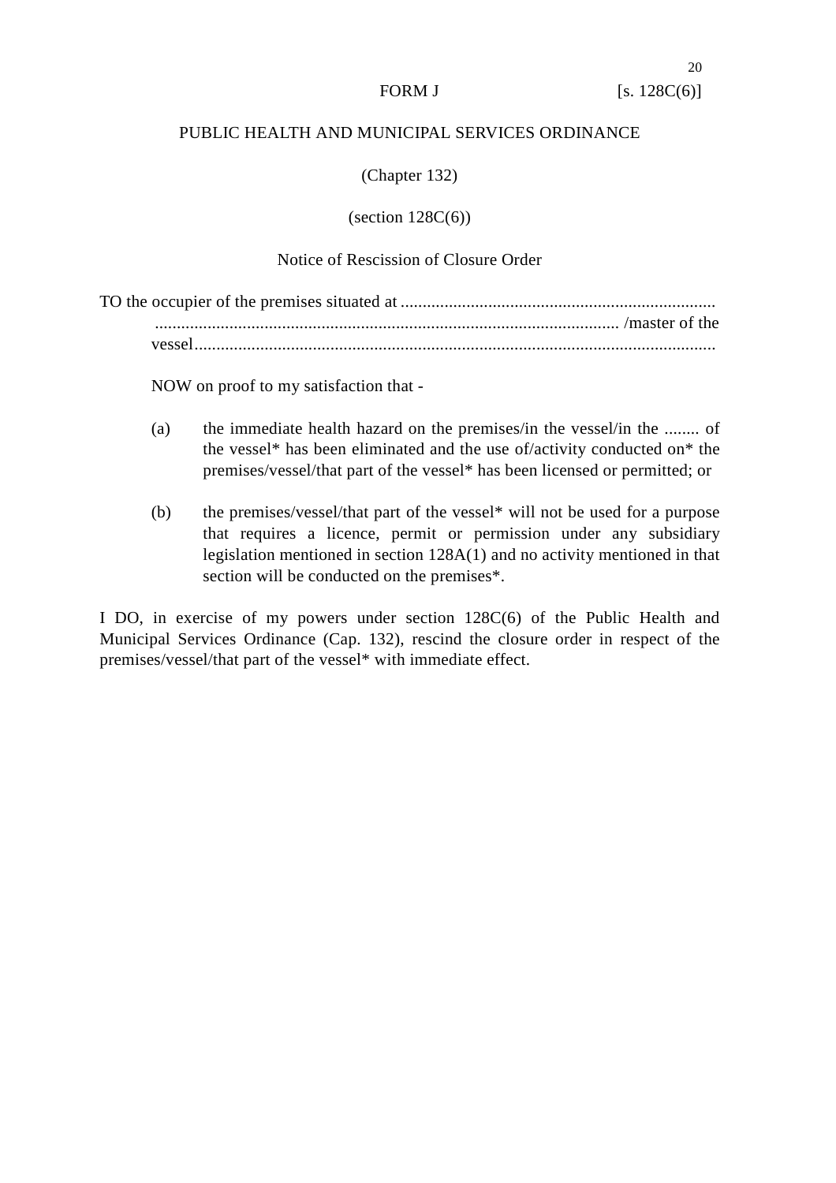FORM J [s. 128C(6)]

PUBLIC HEALTH AND MUNICIPAL SERVICES ORDINANCE

(Chapter 132)

(section 128C(6))

Notice of Rescission of Closure Order

TO the occupier of the premises situated at ........................................................................ .......................................................................................................... /master of the vessel......................................................................................................................

NOW on proof to my satisfaction that -

(a) the immediate health hazard on the premises/in the vessel/in the ........ of the vessel* has been eliminated and the use of/activity conducted on* the premises/vessel/that part of the vessel* has been licensed or permitted; or

(b) the premises/vessel/that part of the vessel* will not be used for a purpose that requires a licence, permit or permission under any subsidiary legislation mentioned in section 128A(1) and no activity mentioned in that section will be conducted on the premises*.

I DO, in exercise of my powers under section 128C(6) of the Public Health and Municipal Services Ordinance (Cap. 132), rescind the closure order in respect of the premises/vessel/that part of the vessel* with immediate effect.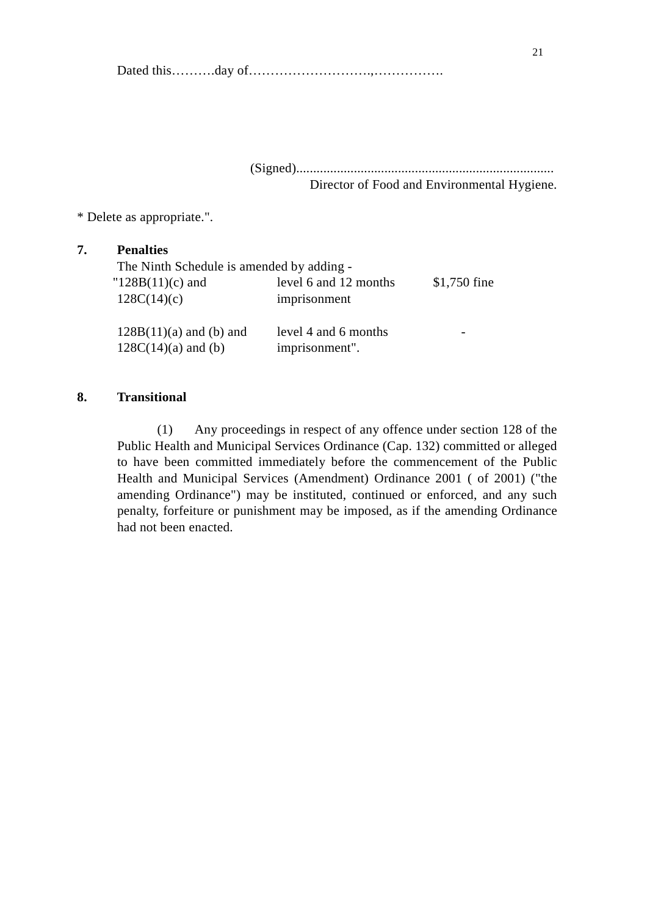Dated this……….day of……………………….,…………….

(Signed)...........................................................................
Director of Food and Environmental Hygiene.

* Delete as appropriate.".

**7. Penalties**

The Ninth Schedule is amended by adding -

| | | |
|---|---|---|
| "128B(11)(c) and 128C(14)(c) | level 6 and 12 months imprisonment | $1,750 fine |
| 128B(11)(a) and (b) and 128C(14)(a) and (b) | level 4 and 6 months imprisonment". | - |

**8. Transitional**

(1) Any proceedings in respect of any offence under section 128 of the Public Health and Municipal Services Ordinance (Cap. 132) committed or alleged to have been committed immediately before the commencement of the Public Health and Municipal Services (Amendment) Ordinance 2001 ( of 2001) ("the amending Ordinance") may be instituted, continued or enforced, and any such penalty, forfeiture or punishment may be imposed, as if the amending Ordinance had not been enacted.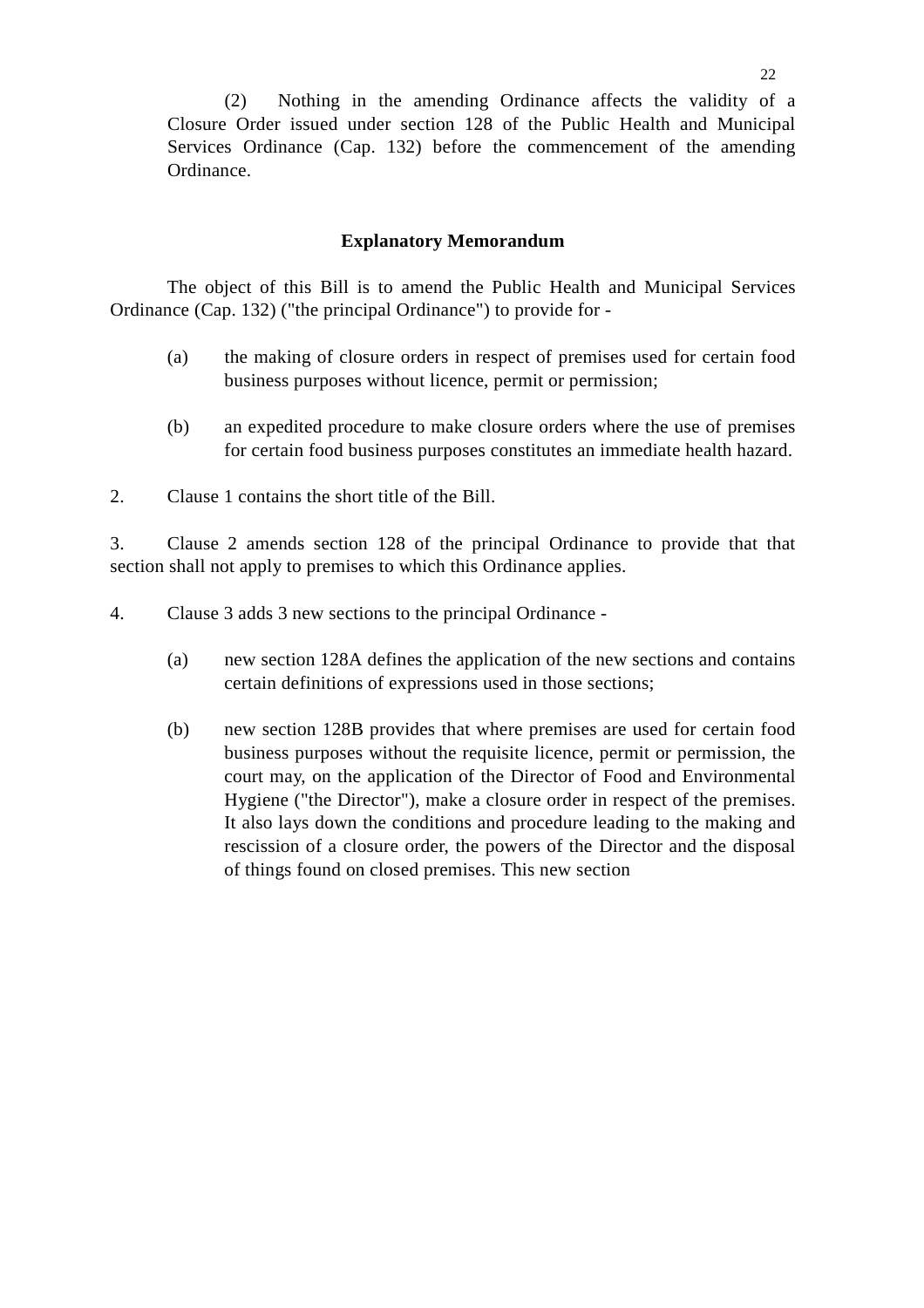(2) Nothing in the amending Ordinance affects the validity of a Closure Order issued under section 128 of the Public Health and Municipal Services Ordinance (Cap. 132) before the commencement of the amending Ordinance.

## Explanatory Memorandum

The object of this Bill is to amend the Public Health and Municipal Services Ordinance (Cap. 132) ("the principal Ordinance") to provide for -

(a) the making of closure orders in respect of premises used for certain food business purposes without licence, permit or permission;

(b) an expedited procedure to make closure orders where the use of premises for certain food business purposes constitutes an immediate health hazard.

2. Clause 1 contains the short title of the Bill.

3. Clause 2 amends section 128 of the principal Ordinance to provide that that section shall not apply to premises to which this Ordinance applies.

4. Clause 3 adds 3 new sections to the principal Ordinance -

(a) new section 128A defines the application of the new sections and contains certain definitions of expressions used in those sections;

(b) new section 128B provides that where premises are used for certain food business purposes without the requisite licence, permit or permission, the court may, on the application of the Director of Food and Environmental Hygiene ("the Director"), make a closure order in respect of the premises. It also lays down the conditions and procedure leading to the making and rescission of a closure order, the powers of the Director and the disposal of things found on closed premises. This new section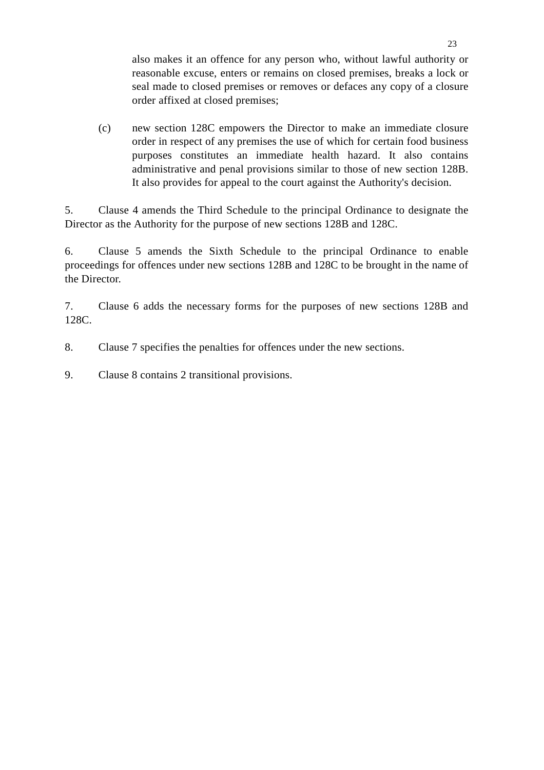also makes it an offence for any person who, without lawful authority or reasonable excuse, enters or remains on closed premises, breaks a lock or seal made to closed premises or removes or defaces any copy of a closure order affixed at closed premises;

(c) new section 128C empowers the Director to make an immediate closure order in respect of any premises the use of which for certain food business purposes constitutes an immediate health hazard. It also contains administrative and penal provisions similar to those of new section 128B. It also provides for appeal to the court against the Authority's decision.

5. Clause 4 amends the Third Schedule to the principal Ordinance to designate the Director as the Authority for the purpose of new sections 128B and 128C.

6. Clause 5 amends the Sixth Schedule to the principal Ordinance to enable proceedings for offences under new sections 128B and 128C to be brought in the name of the Director.

7. Clause 6 adds the necessary forms for the purposes of new sections 128B and 128C.

8. Clause 7 specifies the penalties for offences under the new sections.

9. Clause 8 contains 2 transitional provisions.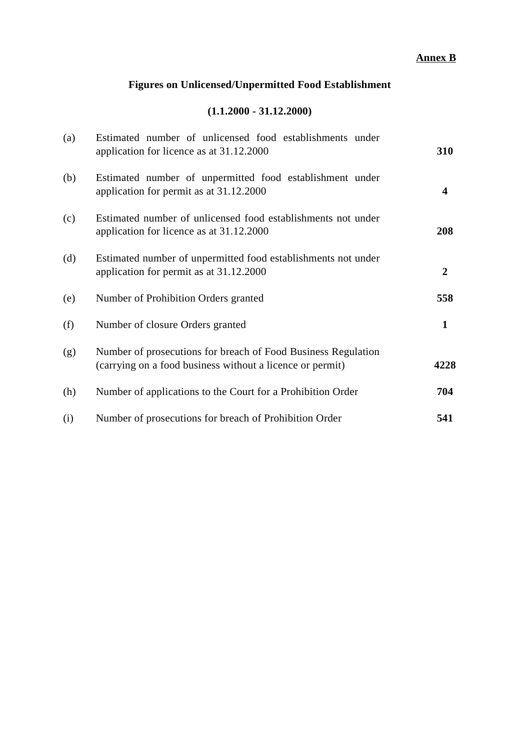**Annex B**

## Figures on Unlicensed/Unpermitted Food Establishment

## (1.1.2000 - 31.12.2000)

| | | |
|---|---|---|
| (a) | Estimated number of unlicensed food establishments under application for licence as at 31.12.2000 | **310** |
| (b) | Estimated number of unpermitted food establishment under application for permit as at 31.12.2000 | **4** |
| (c) | Estimated number of unlicensed food establishments not under application for licence as at 31.12.2000 | **208** |
| (d) | Estimated number of unpermitted food establishments not under application for permit as at 31.12.2000 | **2** |
| (e) | Number of Prohibition Orders granted | **558** |
| (f) | Number of closure Orders granted | **1** |
| (g) | Number of prosecutions for breach of Food Business Regulation (carrying on a food business without a licence or permit) | **4228** |
| (h) | Number of applications to the Court for a Prohibition Order | **704** |
| (i) | Number of prosecutions for breach of Prohibition Order | **541** |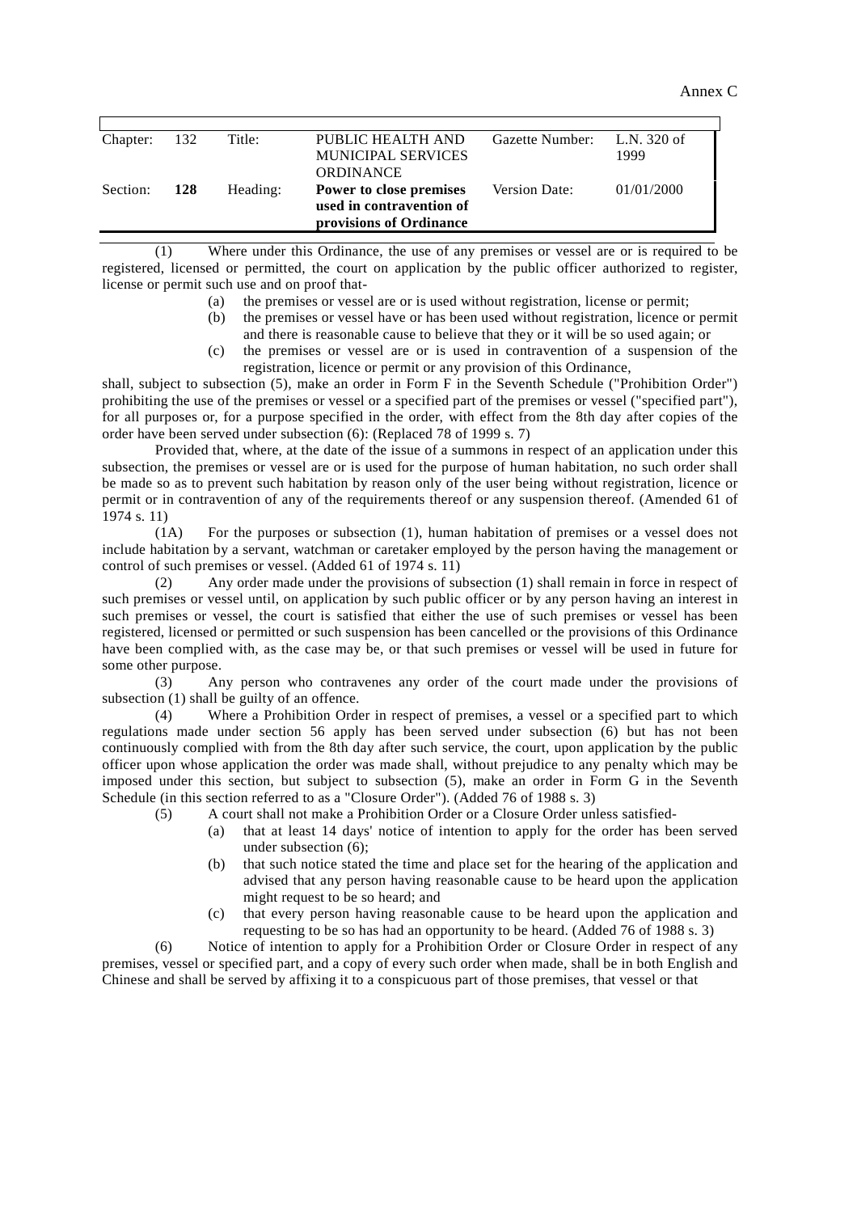Annex C

| Chapter: | 132 | Title: | PUBLIC HEALTH AND MUNICIPAL SERVICES ORDINANCE | Gazette Number: | L.N. 320 of 1999 |
|---|---|---|---|---|---|
| Section: | **128** | Heading: | **Power to close premises used in contravention of provisions of Ordinance** | Version Date: | 01/01/2000 |

(1) Where under this Ordinance, the use of any premises or vessel are or is required to be registered, licensed or permitted, the court on application by the public officer authorized to register, license or permit such use and on proof that-

- (a) the premises or vessel are or is used without registration, license or permit;
- (b) the premises or vessel have or has been used without registration, licence or permit and there is reasonable cause to believe that they or it will be so used again; or
- (c) the premises or vessel are or is used in contravention of a suspension of the registration, licence or permit or any provision of this Ordinance,

shall, subject to subsection (5), make an order in Form F in the Seventh Schedule ("Prohibition Order") prohibiting the use of the premises or vessel or a specified part of the premises or vessel ("specified part"), for all purposes or, for a purpose specified in the order, with effect from the 8th day after copies of the order have been served under subsection (6): (Replaced 78 of 1999 s. 7)

Provided that, where, at the date of the issue of a summons in respect of an application under this subsection, the premises or vessel are or is used for the purpose of human habitation, no such order shall be made so as to prevent such habitation by reason only of the user being without registration, licence or permit or in contravention of any of the requirements thereof or any suspension thereof. (Amended 61 of 1974 s. 11)

(1A) For the purposes or subsection (1), human habitation of premises or a vessel does not include habitation by a servant, watchman or caretaker employed by the person having the management or control of such premises or vessel. (Added 61 of 1974 s. 11)

(2) Any order made under the provisions of subsection (1) shall remain in force in respect of such premises or vessel until, on application by such public officer or by any person having an interest in such premises or vessel, the court is satisfied that either the use of such premises or vessel has been registered, licensed or permitted or such suspension has been cancelled or the provisions of this Ordinance have been complied with, as the case may be, or that such premises or vessel will be used in future for some other purpose.

(3) Any person who contravenes any order of the court made under the provisions of subsection (1) shall be guilty of an offence.

(4) Where a Prohibition Order in respect of premises, a vessel or a specified part to which regulations made under section 56 apply has been served under subsection (6) but has not been continuously complied with from the 8th day after such service, the court, upon application by the public officer upon whose application the order was made shall, without prejudice to any penalty which may be imposed under this section, but subject to subsection (5), make an order in Form G in the Seventh Schedule (in this section referred to as a "Closure Order"). (Added 76 of 1988 s. 3)

(5) A court shall not make a Prohibition Order or a Closure Order unless satisfied-

- (a) that at least 14 days' notice of intention to apply for the order has been served under subsection (6);
- (b) that such notice stated the time and place set for the hearing of the application and advised that any person having reasonable cause to be heard upon the application might request to be so heard; and
- (c) that every person having reasonable cause to be heard upon the application and requesting to be so has had an opportunity to be heard. (Added 76 of 1988 s. 3)

(6) Notice of intention to apply for a Prohibition Order or Closure Order in respect of any premises, vessel or specified part, and a copy of every such order when made, shall be in both English and Chinese and shall be served by affixing it to a conspicuous part of those premises, that vessel or that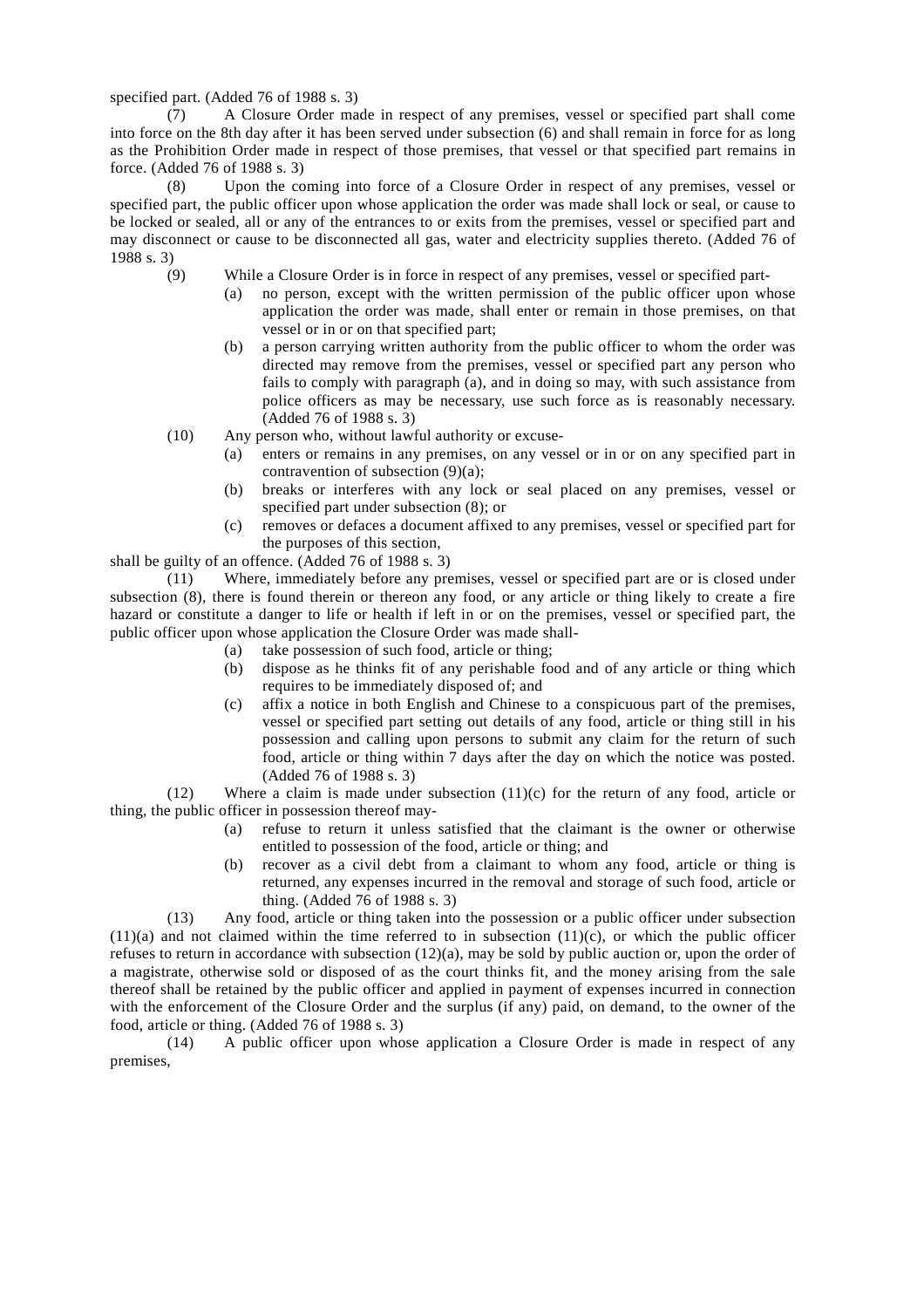specified part. (Added 76 of 1988 s. 3)

(7) A Closure Order made in respect of any premises, vessel or specified part shall come into force on the 8th day after it has been served under subsection (6) and shall remain in force for as long as the Prohibition Order made in respect of those premises, that vessel or that specified part remains in force. (Added 76 of 1988 s. 3)

(8) Upon the coming into force of a Closure Order in respect of any premises, vessel or specified part, the public officer upon whose application the order was made shall lock or seal, or cause to be locked or sealed, all or any of the entrances to or exits from the premises, vessel or specified part and may disconnect or cause to be disconnected all gas, water and electricity supplies thereto. (Added 76 of 1988 s. 3)

(9) While a Closure Order is in force in respect of any premises, vessel or specified part-

- (a) no person, except with the written permission of the public officer upon whose application the order was made, shall enter or remain in those premises, on that vessel or in or on that specified part;
- (b) a person carrying written authority from the public officer to whom the order was directed may remove from the premises, vessel or specified part any person who fails to comply with paragraph (a), and in doing so may, with such assistance from police officers as may be necessary, use such force as is reasonably necessary. (Added 76 of 1988 s. 3)

(10) Any person who, without lawful authority or excuse-

- (a) enters or remains in any premises, on any vessel or in or on any specified part in contravention of subsection (9)(a);
- (b) breaks or interferes with any lock or seal placed on any premises, vessel or specified part under subsection (8); or
- (c) removes or defaces a document affixed to any premises, vessel or specified part for the purposes of this section,

shall be guilty of an offence. (Added 76 of 1988 s. 3)

(11) Where, immediately before any premises, vessel or specified part are or is closed under subsection (8), there is found therein or thereon any food, or any article or thing likely to create a fire hazard or constitute a danger to life or health if left in or on the premises, vessel or specified part, the public officer upon whose application the Closure Order was made shall-

- (a) take possession of such food, article or thing;
- (b) dispose as he thinks fit of any perishable food and of any article or thing which requires to be immediately disposed of; and
- (c) affix a notice in both English and Chinese to a conspicuous part of the premises, vessel or specified part setting out details of any food, article or thing still in his possession and calling upon persons to submit any claim for the return of such food, article or thing within 7 days after the day on which the notice was posted. (Added 76 of 1988 s. 3)

(12) Where a claim is made under subsection (11)(c) for the return of any food, article or thing, the public officer in possession thereof may-

- (a) refuse to return it unless satisfied that the claimant is the owner or otherwise entitled to possession of the food, article or thing; and
- (b) recover as a civil debt from a claimant to whom any food, article or thing is returned, any expenses incurred in the removal and storage of such food, article or thing. (Added 76 of 1988 s. 3)

(13) Any food, article or thing taken into the possession or a public officer under subsection (11)(a) and not claimed within the time referred to in subsection (11)(c), or which the public officer refuses to return in accordance with subsection (12)(a), may be sold by public auction or, upon the order of a magistrate, otherwise sold or disposed of as the court thinks fit, and the money arising from the sale thereof shall be retained by the public officer and applied in payment of expenses incurred in connection with the enforcement of the Closure Order and the surplus (if any) paid, on demand, to the owner of the food, article or thing. (Added 76 of 1988 s. 3)

(14) A public officer upon whose application a Closure Order is made in respect of any premises,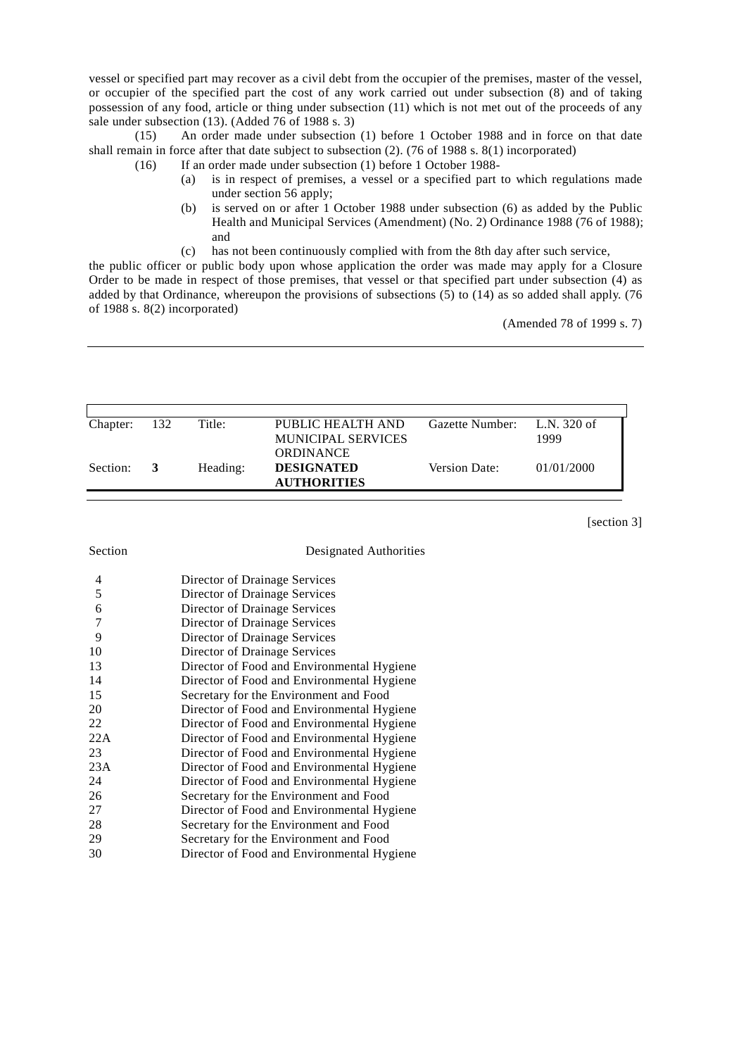vessel or specified part may recover as a civil debt from the occupier of the premises, master of the vessel, or occupier of the specified part the cost of any work carried out under subsection (8) and of taking possession of any food, article or thing under subsection (11) which is not met out of the proceeds of any sale under subsection (13). (Added 76 of 1988 s. 3)

(15) An order made under subsection (1) before 1 October 1988 and in force on that date shall remain in force after that date subject to subsection (2). (76 of 1988 s. 8(1) incorporated)

(16) If an order made under subsection (1) before 1 October 1988-

(a) is in respect of premises, a vessel or a specified part to which regulations made under section 56 apply;

(b) is served on or after 1 October 1988 under subsection (6) as added by the Public Health and Municipal Services (Amendment) (No. 2) Ordinance 1988 (76 of 1988); and

(c) has not been continuously complied with from the 8th day after such service,

the public officer or public body upon whose application the order was made may apply for a Closure Order to be made in respect of those premises, that vessel or that specified part under subsection (4) as added by that Ordinance, whereupon the provisions of subsections (5) to (14) as so added shall apply. (76 of 1988 s. 8(2) incorporated)

(Amended 78 of 1999 s. 7)

---

| Chapter: | 132 | Title: | PUBLIC HEALTH AND MUNICIPAL SERVICES ORDINANCE | Gazette Number: | L.N. 320 of 1999 |
|---|---|---|---|---|---|
| Section: | **3** | Heading: | **DESIGNATED AUTHORITIES** | Version Date: | 01/01/2000 |

[section 3]

| Section | Designated Authorities |
|---|---|
| 4 | Director of Drainage Services |
| 5 | Director of Drainage Services |
| 6 | Director of Drainage Services |
| 7 | Director of Drainage Services |
| 9 | Director of Drainage Services |
| 10 | Director of Drainage Services |
| 13 | Director of Food and Environmental Hygiene |
| 14 | Director of Food and Environmental Hygiene |
| 15 | Secretary for the Environment and Food |
| 20 | Director of Food and Environmental Hygiene |
| 22 | Director of Food and Environmental Hygiene |
| 22A | Director of Food and Environmental Hygiene |
| 23 | Director of Food and Environmental Hygiene |
| 23A | Director of Food and Environmental Hygiene |
| 24 | Director of Food and Environmental Hygiene |
| 26 | Secretary for the Environment and Food |
| 27 | Director of Food and Environmental Hygiene |
| 28 | Secretary for the Environment and Food |
| 29 | Secretary for the Environment and Food |
| 30 | Director of Food and Environmental Hygiene |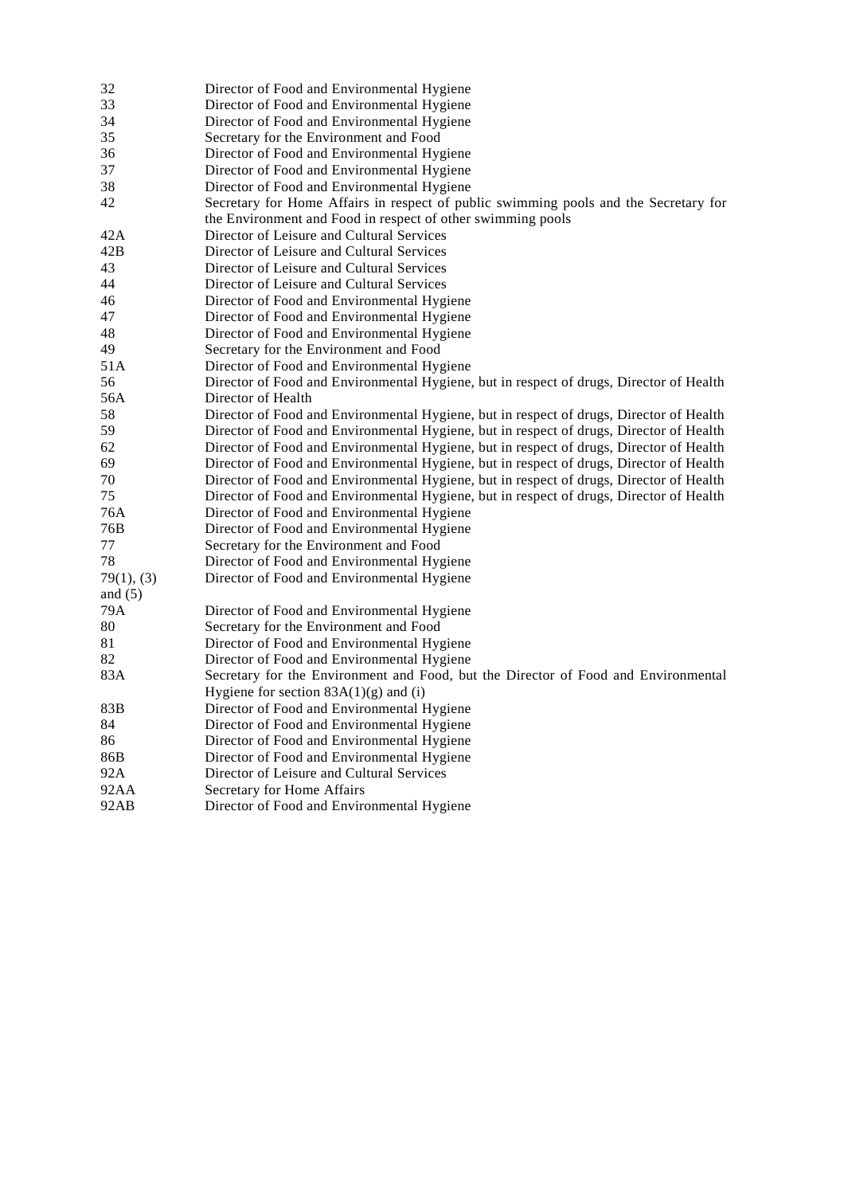| | |
|---|---|
| 32 | Director of Food and Environmental Hygiene |
| 33 | Director of Food and Environmental Hygiene |
| 34 | Director of Food and Environmental Hygiene |
| 35 | Secretary for the Environment and Food |
| 36 | Director of Food and Environmental Hygiene |
| 37 | Director of Food and Environmental Hygiene |
| 38 | Director of Food and Environmental Hygiene |
| 42 | Secretary for Home Affairs in respect of public swimming pools and the Secretary for the Environment and Food in respect of other swimming pools |
| 42A | Director of Leisure and Cultural Services |
| 42B | Director of Leisure and Cultural Services |
| 43 | Director of Leisure and Cultural Services |
| 44 | Director of Leisure and Cultural Services |
| 46 | Director of Food and Environmental Hygiene |
| 47 | Director of Food and Environmental Hygiene |
| 48 | Director of Food and Environmental Hygiene |
| 49 | Secretary for the Environment and Food |
| 51A | Director of Food and Environmental Hygiene |
| 56 | Director of Food and Environmental Hygiene, but in respect of drugs, Director of Health |
| 56A | Director of Health |
| 58 | Director of Food and Environmental Hygiene, but in respect of drugs, Director of Health |
| 59 | Director of Food and Environmental Hygiene, but in respect of drugs, Director of Health |
| 62 | Director of Food and Environmental Hygiene, but in respect of drugs, Director of Health |
| 69 | Director of Food and Environmental Hygiene, but in respect of drugs, Director of Health |
| 70 | Director of Food and Environmental Hygiene, but in respect of drugs, Director of Health |
| 75 | Director of Food and Environmental Hygiene, but in respect of drugs, Director of Health |
| 76A | Director of Food and Environmental Hygiene |
| 76B | Director of Food and Environmental Hygiene |
| 77 | Secretary for the Environment and Food |
| 78 | Director of Food and Environmental Hygiene |
| 79(1), (3) and (5) | Director of Food and Environmental Hygiene |
| 79A | Director of Food and Environmental Hygiene |
| 80 | Secretary for the Environment and Food |
| 81 | Director of Food and Environmental Hygiene |
| 82 | Director of Food and Environmental Hygiene |
| 83A | Secretary for the Environment and Food, but the Director of Food and Environmental Hygiene for section 83A(1)(g) and (i) |
| 83B | Director of Food and Environmental Hygiene |
| 84 | Director of Food and Environmental Hygiene |
| 86 | Director of Food and Environmental Hygiene |
| 86B | Director of Food and Environmental Hygiene |
| 92A | Director of Leisure and Cultural Services |
| 92AA | Secretary for Home Affairs |
| 92AB | Director of Food and Environmental Hygiene |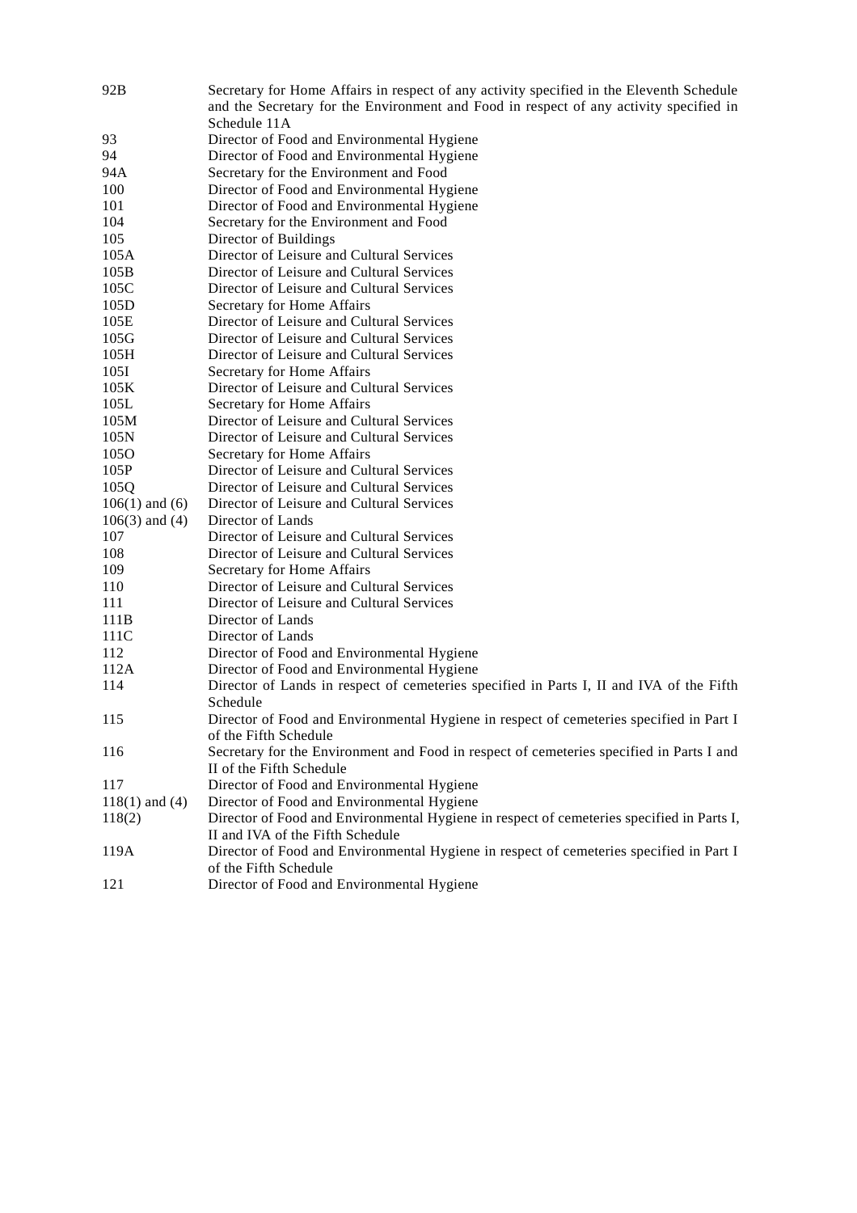| | |
|---|---|
| 92B | Secretary for Home Affairs in respect of any activity specified in the Eleventh Schedule and the Secretary for the Environment and Food in respect of any activity specified in Schedule 11A |
| 93 | Director of Food and Environmental Hygiene |
| 94 | Director of Food and Environmental Hygiene |
| 94A | Secretary for the Environment and Food |
| 100 | Director of Food and Environmental Hygiene |
| 101 | Director of Food and Environmental Hygiene |
| 104 | Secretary for the Environment and Food |
| 105 | Director of Buildings |
| 105A | Director of Leisure and Cultural Services |
| 105B | Director of Leisure and Cultural Services |
| 105C | Director of Leisure and Cultural Services |
| 105D | Secretary for Home Affairs |
| 105E | Director of Leisure and Cultural Services |
| 105G | Director of Leisure and Cultural Services |
| 105H | Director of Leisure and Cultural Services |
| 105I | Secretary for Home Affairs |
| 105K | Director of Leisure and Cultural Services |
| 105L | Secretary for Home Affairs |
| 105M | Director of Leisure and Cultural Services |
| 105N | Director of Leisure and Cultural Services |
| 105O | Secretary for Home Affairs |
| 105P | Director of Leisure and Cultural Services |
| 105Q | Director of Leisure and Cultural Services |
| 106(1) and (6) | Director of Leisure and Cultural Services |
| 106(3) and (4) | Director of Lands |
| 107 | Director of Leisure and Cultural Services |
| 108 | Director of Leisure and Cultural Services |
| 109 | Secretary for Home Affairs |
| 110 | Director of Leisure and Cultural Services |
| 111 | Director of Leisure and Cultural Services |
| 111B | Director of Lands |
| 111C | Director of Lands |
| 112 | Director of Food and Environmental Hygiene |
| 112A | Director of Food and Environmental Hygiene |
| 114 | Director of Lands in respect of cemeteries specified in Parts I, II and IVA of the Fifth Schedule |
| 115 | Director of Food and Environmental Hygiene in respect of cemeteries specified in Part I of the Fifth Schedule |
| 116 | Secretary for the Environment and Food in respect of cemeteries specified in Parts I and II of the Fifth Schedule |
| 117 | Director of Food and Environmental Hygiene |
| 118(1) and (4) | Director of Food and Environmental Hygiene |
| 118(2) | Director of Food and Environmental Hygiene in respect of cemeteries specified in Parts I, II and IVA of the Fifth Schedule |
| 119A | Director of Food and Environmental Hygiene in respect of cemeteries specified in Part I of the Fifth Schedule |
| 121 | Director of Food and Environmental Hygiene |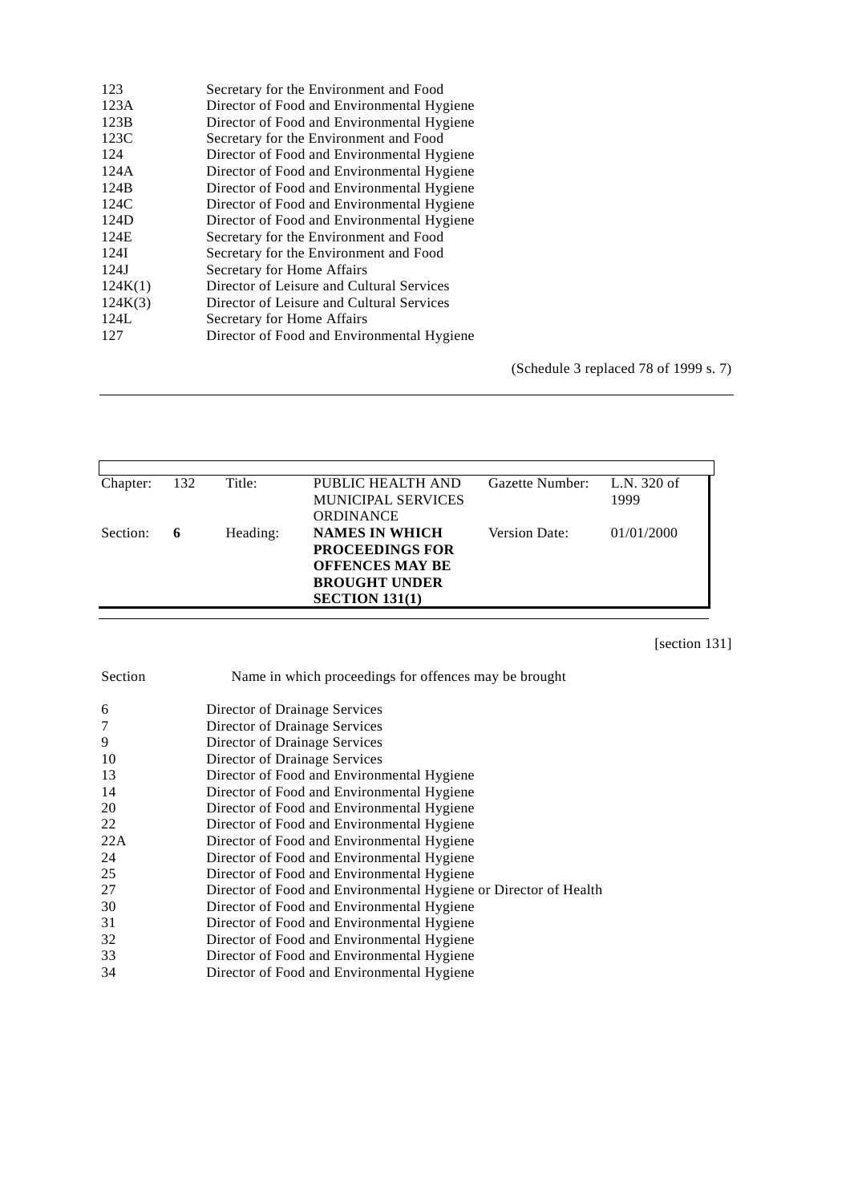| | |
|---|---|
| 123 | Secretary for the Environment and Food |
| 123A | Director of Food and Environmental Hygiene |
| 123B | Director of Food and Environmental Hygiene |
| 123C | Secretary for the Environment and Food |
| 124 | Director of Food and Environmental Hygiene |
| 124A | Director of Food and Environmental Hygiene |
| 124B | Director of Food and Environmental Hygiene |
| 124C | Director of Food and Environmental Hygiene |
| 124D | Director of Food and Environmental Hygiene |
| 124E | Secretary for the Environment and Food |
| 124I | Secretary for the Environment and Food |
| 124J | Secretary for Home Affairs |
| 124K(1) | Director of Leisure and Cultural Services |
| 124K(3) | Director of Leisure and Cultural Services |
| 124L | Secretary for Home Affairs |
| 127 | Director of Food and Environmental Hygiene |

(Schedule 3 replaced 78 of 1999 s. 7)

---

| Chapter: | 132 | Title: | PUBLIC HEALTH AND MUNICIPAL SERVICES ORDINANCE | Gazette Number: | L.N. 320 of 1999 |
|---|---|---|---|---|---|
| Section: | **6** | Heading: | **NAMES IN WHICH PROCEEDINGS FOR OFFENCES MAY BE BROUGHT UNDER SECTION 131(1)** | Version Date: | 01/01/2000 |

[section 131]

| Section | Name in which proceedings for offences may be brought |
|---|---|
| 6 | Director of Drainage Services |
| 7 | Director of Drainage Services |
| 9 | Director of Drainage Services |
| 10 | Director of Drainage Services |
| 13 | Director of Food and Environmental Hygiene |
| 14 | Director of Food and Environmental Hygiene |
| 20 | Director of Food and Environmental Hygiene |
| 22 | Director of Food and Environmental Hygiene |
| 22A | Director of Food and Environmental Hygiene |
| 24 | Director of Food and Environmental Hygiene |
| 25 | Director of Food and Environmental Hygiene |
| 27 | Director of Food and Environmental Hygiene or Director of Health |
| 30 | Director of Food and Environmental Hygiene |
| 31 | Director of Food and Environmental Hygiene |
| 32 | Director of Food and Environmental Hygiene |
| 33 | Director of Food and Environmental Hygiene |
| 34 | Director of Food and Environmental Hygiene |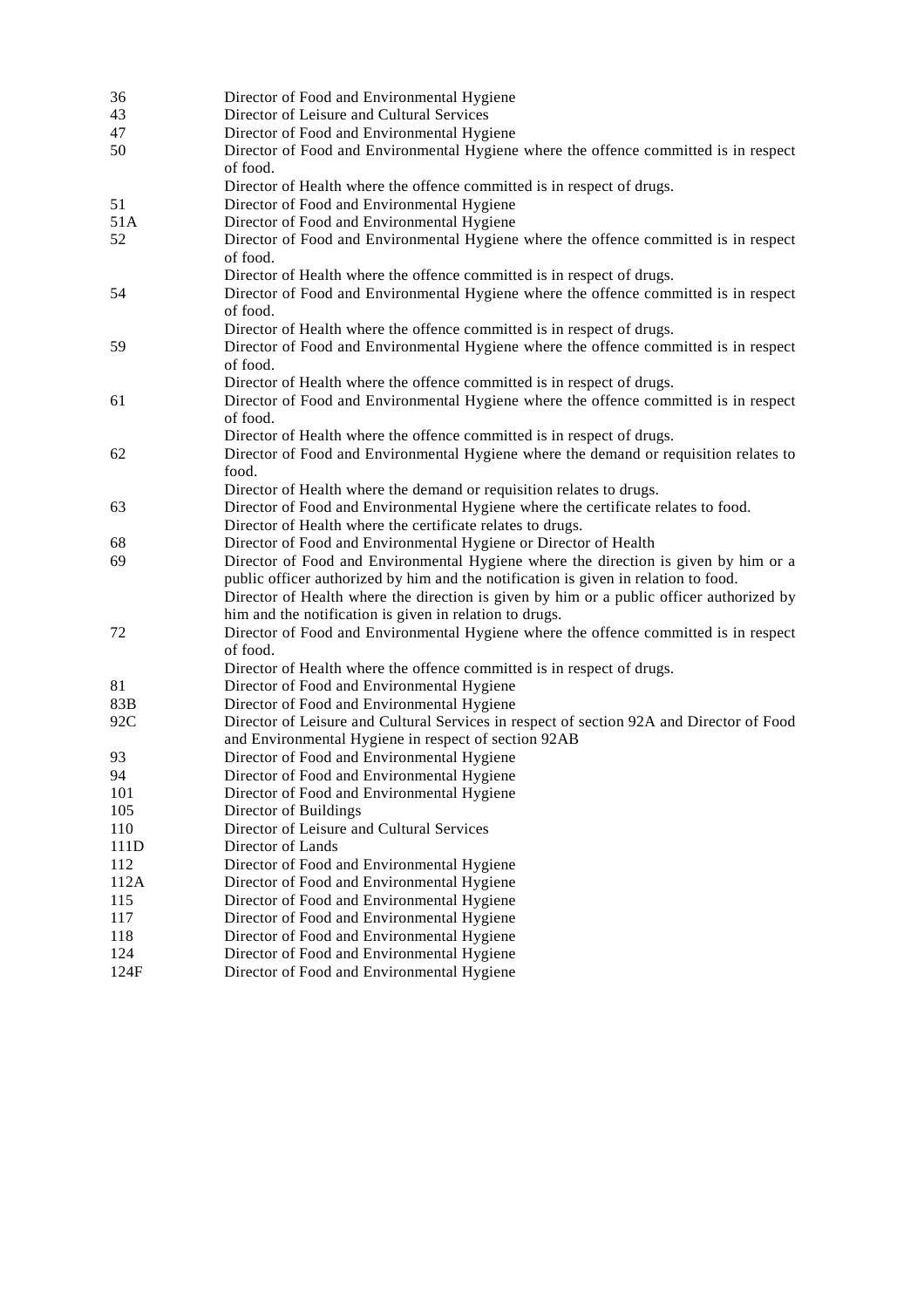| | |
|---|---|
| 36 | Director of Food and Environmental Hygiene |
| 43 | Director of Leisure and Cultural Services |
| 47 | Director of Food and Environmental Hygiene |
| 50 | Director of Food and Environmental Hygiene where the offence committed is in respect of food.<br>Director of Health where the offence committed is in respect of drugs. |
| 51 | Director of Food and Environmental Hygiene |
| 51A | Director of Food and Environmental Hygiene |
| 52 | Director of Food and Environmental Hygiene where the offence committed is in respect of food.<br>Director of Health where the offence committed is in respect of drugs. |
| 54 | Director of Food and Environmental Hygiene where the offence committed is in respect of food.<br>Director of Health where the offence committed is in respect of drugs. |
| 59 | Director of Food and Environmental Hygiene where the offence committed is in respect of food.<br>Director of Health where the offence committed is in respect of drugs. |
| 61 | Director of Food and Environmental Hygiene where the offence committed is in respect of food.<br>Director of Health where the offence committed is in respect of drugs. |
| 62 | Director of Food and Environmental Hygiene where the demand or requisition relates to food.<br>Director of Health where the demand or requisition relates to drugs. |
| 63 | Director of Food and Environmental Hygiene where the certificate relates to food.<br>Director of Health where the certificate relates to drugs. |
| 68 | Director of Food and Environmental Hygiene or Director of Health |
| 69 | Director of Food and Environmental Hygiene where the direction is given by him or a public officer authorized by him and the notification is given in relation to food.<br>Director of Health where the direction is given by him or a public officer authorized by him and the notification is given in relation to drugs. |
| 72 | Director of Food and Environmental Hygiene where the offence committed is in respect of food.<br>Director of Health where the offence committed is in respect of drugs. |
| 81 | Director of Food and Environmental Hygiene |
| 83B | Director of Food and Environmental Hygiene |
| 92C | Director of Leisure and Cultural Services in respect of section 92A and Director of Food and Environmental Hygiene in respect of section 92AB |
| 93 | Director of Food and Environmental Hygiene |
| 94 | Director of Food and Environmental Hygiene |
| 101 | Director of Food and Environmental Hygiene |
| 105 | Director of Buildings |
| 110 | Director of Leisure and Cultural Services |
| 111D | Director of Lands |
| 112 | Director of Food and Environmental Hygiene |
| 112A | Director of Food and Environmental Hygiene |
| 115 | Director of Food and Environmental Hygiene |
| 117 | Director of Food and Environmental Hygiene |
| 118 | Director of Food and Environmental Hygiene |
| 124 | Director of Food and Environmental Hygiene |
| 124F | Director of Food and Environmental Hygiene |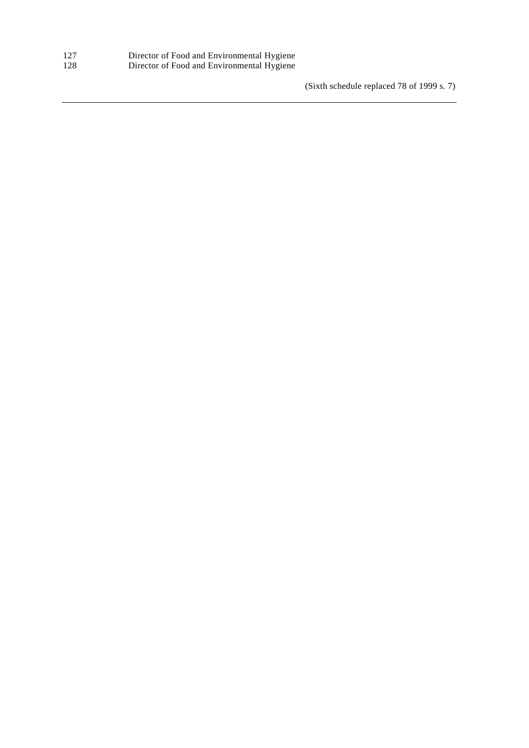| | |
|---|---|
| 127 | Director of Food and Environmental Hygiene |
| 128 | Director of Food and Environmental Hygiene |

(Sixth schedule replaced 78 of 1999 s. 7)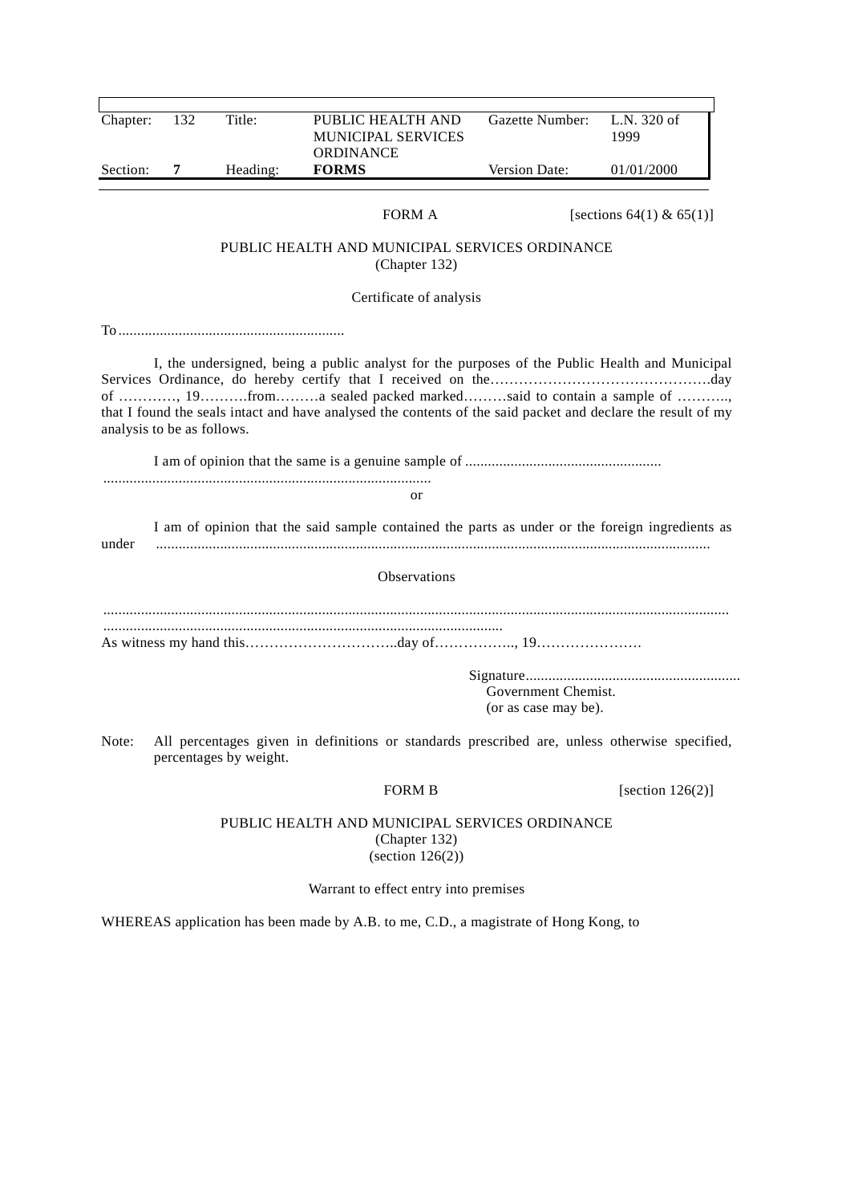| Chapter: | 132 | Title: | PUBLIC HEALTH AND MUNICIPAL SERVICES ORDINANCE | Gazette Number: | L.N. 320 of 1999 |
|---|---|---|---|---|---|
| Section: | **7** | Heading: | **FORMS** | Version Date: | 01/01/2000 |

FORM A [sections 64(1) & 65(1)]

PUBLIC HEALTH AND MUNICIPAL SERVICES ORDINANCE
(Chapter 132)

Certificate of analysis

To............................................................

I, the undersigned, being a public analyst for the purposes of the Public Health and Municipal Services Ordinance, do hereby certify that I received on the……………………………………….day of …………, 19……….from………a sealed packed marked………said to contain a sample of ……….., that I found the seals intact and have analysed the contents of the said packet and declare the result of my analysis to be as follows.

I am of opinion that the same is a genuine sample of ....................................................
.......................................................................................

or

I am of opinion that the said sample contained the parts as under or the foreign ingredients as under .................................................................................................................................................

Observations

..................................................................................................................................................................
.........................................................................................................
As witness my hand this…………………………..day of…………….., 19………………….

Signature.........................................................
Government Chemist.
(or as case may be).

Note: All percentages given in definitions or standards prescribed are, unless otherwise specified, percentages by weight.

FORM B [section 126(2)]

PUBLIC HEALTH AND MUNICIPAL SERVICES ORDINANCE
(Chapter 132)
(section 126(2))

Warrant to effect entry into premises

WHEREAS application has been made by A.B. to me, C.D., a magistrate of Hong Kong, to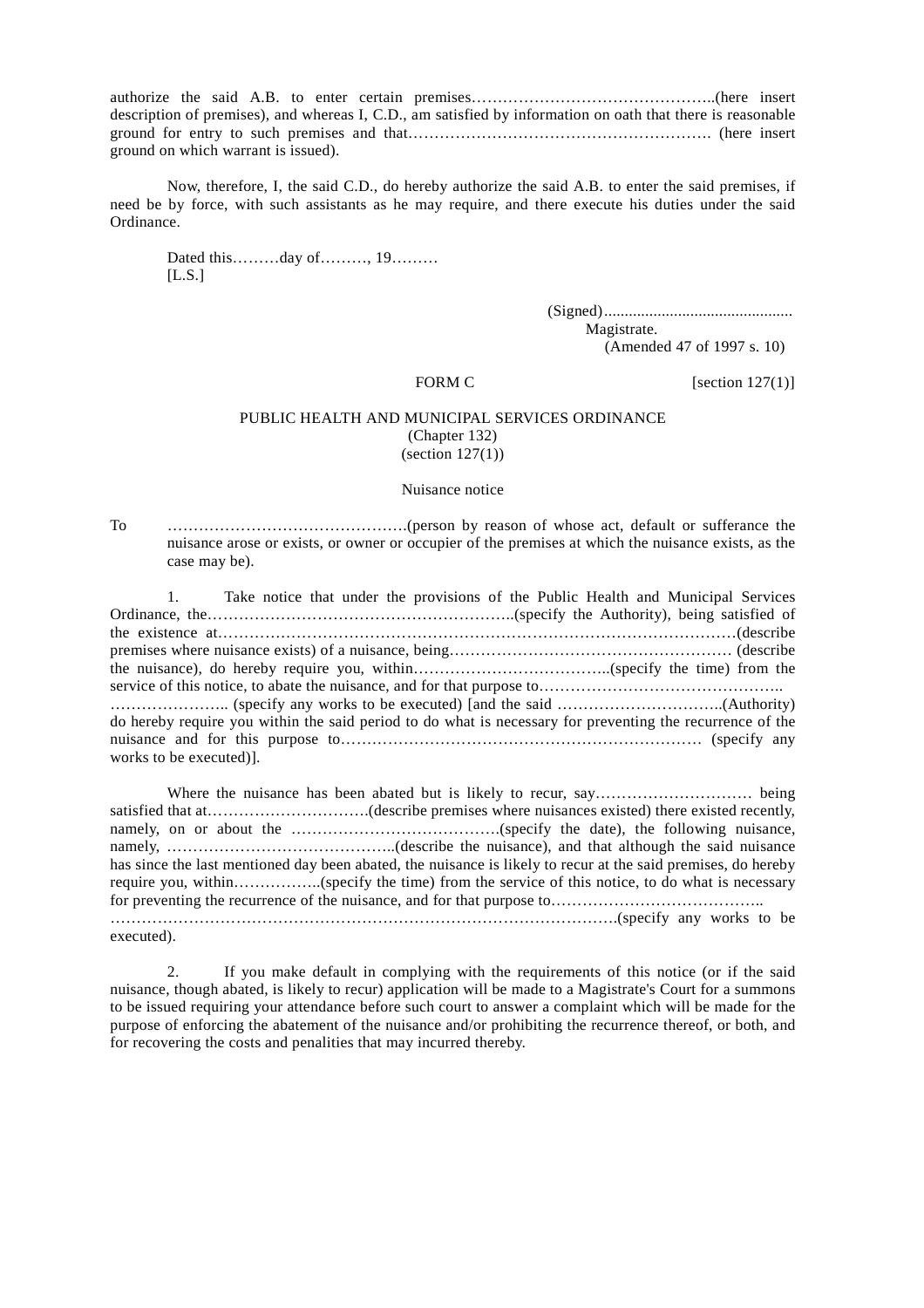authorize the said A.B. to enter certain premises………………………………………..(here insert description of premises), and whereas I, C.D., am satisfied by information on oath that there is reasonable ground for entry to such premises and that…………………………………………………. (here insert ground on which warrant is issued).

Now, therefore, I, the said C.D., do hereby authorize the said A.B. to enter the said premises, if need be by force, with such assistants as he may require, and there execute his duties under the said Ordinance.

Dated this………day of………, 19………
[L.S.]

(Signed).............................................
Magistrate.
(Amended 47 of 1997 s. 10)

FORM C [section 127(1)]

PUBLIC HEALTH AND MUNICIPAL SERVICES ORDINANCE
(Chapter 132)
(section 127(1))

Nuisance notice

To ……………………………………….(person by reason of whose act, default or sufferance the nuisance arose or exists, or owner or occupier of the premises at which the nuisance exists, as the case may be).

1. Take notice that under the provisions of the Public Health and Municipal Services Ordinance, the…………………………………………………..(specify the Authority), being satisfied of the existence at……………………………………………………………………………………(describe premises where nuisance exists) of a nuisance, being……………………………………………… (describe the nuisance), do hereby require you, within………………………………..(specify the time) from the service of this notice, to abate the nuisance, and for that purpose to………………………………………..
………………….. (specify any works to be executed) [and the said …………………………..(Authority) do hereby require you within the said period to do what is necessary for preventing the recurrence of the nuisance and for this purpose to…………………………………………………………… (specify any works to be executed)].

Where the nuisance has been abated but is likely to recur, say………………………… being satisfied that at………………………….(describe premises where nuisances existed) there existed recently, namely, on or about the ………………………………….(specify the date), the following nuisance, namely, ……………………………………..(describe the nuisance), and that although the said nuisance has since the last mentioned day been abated, the nuisance is likely to recur at the said premises, do hereby require you, within……………..(specify the time) from the service of this notice, to do what is necessary for preventing the recurrence of the nuisance, and for that purpose to…………………………………..
…………………………………………………………………………………….(specify any works to be executed).

2. If you make default in complying with the requirements of this notice (or if the said nuisance, though abated, is likely to recur) application will be made to a Magistrate's Court for a summons to be issued requiring your attendance before such court to answer a complaint which will be made for the purpose of enforcing the abatement of the nuisance and/or prohibiting the recurrence thereof, or both, and for recovering the costs and penalities that may incurred thereby.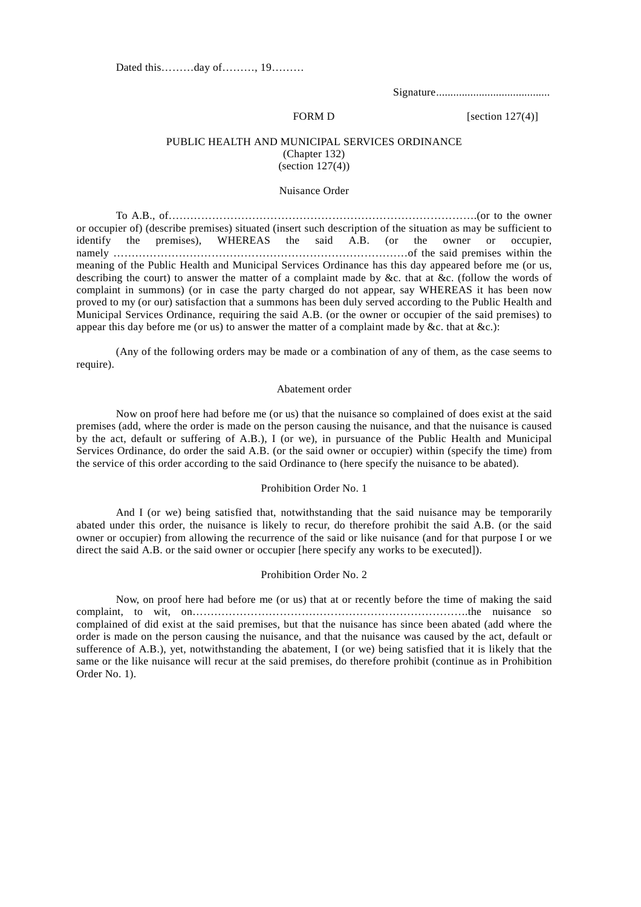Dated this………day of………, 19………

Signature........................................

FORM D [section 127(4)]

PUBLIC HEALTH AND MUNICIPAL SERVICES ORDINANCE
(Chapter 132)
(section 127(4))

Nuisance Order

To A.B., of…………………………………………………………………………….(or to the owner or occupier of) (describe premises) situated (insert such description of the situation as may be sufficient to identify the premises), WHEREAS the said A.B. (or the owner or occupier, namely …………………………………………………………………………of the said premises within the meaning of the Public Health and Municipal Services Ordinance has this day appeared before me (or us, describing the court) to answer the matter of a complaint made by &c. that at &c. (follow the words of complaint in summons) (or in case the party charged do not appear, say WHEREAS it has been now proved to my (or our) satisfaction that a summons has been duly served according to the Public Health and Municipal Services Ordinance, requiring the said A.B. (or the owner or occupier of the said premises) to appear this day before me (or us) to answer the matter of a complaint made by &c. that at &c.):

(Any of the following orders may be made or a combination of any of them, as the case seems to require).

Abatement order

Now on proof here had before me (or us) that the nuisance so complained of does exist at the said premises (add, where the order is made on the person causing the nuisance, and that the nuisance is caused by the act, default or suffering of A.B.), I (or we), in pursuance of the Public Health and Municipal Services Ordinance, do order the said A.B. (or the said owner or occupier) within (specify the time) from the service of this order according to the said Ordinance to (here specify the nuisance to be abated).

Prohibition Order No. 1

And I (or we) being satisfied that, notwithstanding that the said nuisance may be temporarily abated under this order, the nuisance is likely to recur, do therefore prohibit the said A.B. (or the said owner or occupier) from allowing the recurrence of the said or like nuisance (and for that purpose I or we direct the said A.B. or the said owner or occupier [here specify any works to be executed]).

Prohibition Order No. 2

Now, on proof here had before me (or us) that at or recently before the time of making the said complaint, to wit, on…………………………………………………………………….the nuisance so complained of did exist at the said premises, but that the nuisance has since been abated (add where the order is made on the person causing the nuisance, and that the nuisance was caused by the act, default or sufference of A.B.), yet, notwithstanding the abatement, I (or we) being satisfied that it is likely that the same or the like nuisance will recur at the said premises, do therefore prohibit (continue as in Prohibition Order No. 1).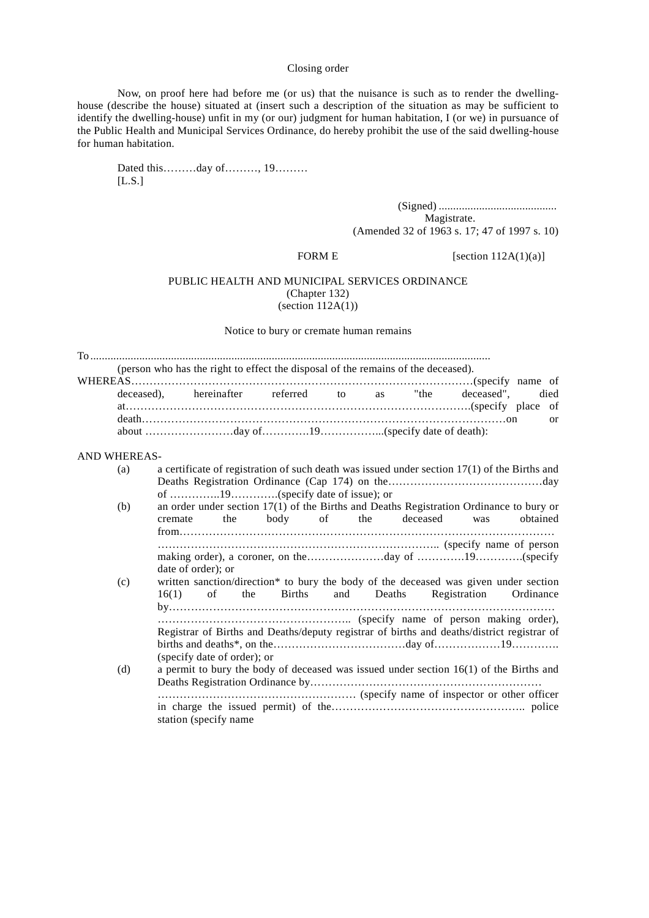Closing order

Now, on proof here had before me (or us) that the nuisance is such as to render the dwelling-house (describe the house) situated at (insert such a description of the situation as may be sufficient to identify the dwelling-house) unfit in my (or our) judgment for human habitation, I (or we) in pursuance of the Public Health and Municipal Services Ordinance, do hereby prohibit the use of the said dwelling-house for human habitation.

Dated this………day of………, 19………
[L.S.]

(Signed) .........................................
Magistrate.
(Amended 32 of 1963 s. 17; 47 of 1997 s. 10)

FORM E [section 112A(1)(a)]

PUBLIC HEALTH AND MUNICIPAL SERVICES ORDINANCE
(Chapter 132)
(section 112A(1))

Notice to bury or cremate human remains

To..........................................................................................................................................
(person who has the right to effect the disposal of the remains of the deceased).

WHEREAS……………………………………………………………………………………(specify name of deceased), hereinafter referred to as "the deceased", died at……………………………………………………………………………….(specify place of death………………………………………………………………………………………on or about ……………………day of………….19……………...(specify date of death):

AND WHEREAS-

(a) a certificate of registration of such death was issued under section 17(1) of the Births and Deaths Registration Ordinance (Cap 174) on the……………………………………day of …………..19………….(specify date of issue); or

(b) an order under section 17(1) of the Births and Deaths Registration Ordinance to bury or cremate the body of the deceased was obtained from…………………………………………………………………………………………
……………………………………………………………….. (specify name of person making order), a coroner, on the…………………day of ………….19………….(specify date of order); or

(c) written sanction/direction* to bury the body of the deceased was given under section 16(1) of the Births and Deaths Registration Ordinance by…………………………………………………………………………………………
…………………………………………….. (specify name of person making order), Registrar of Births and Deaths/deputy registrar of births and deaths/district registrar of births and deaths*, on the………………………………day of………………19………….(specify date of order); or

(d) a permit to bury the body of deceased was issued under section 16(1) of the Births and Deaths Registration Ordinance by………………………………………………………
……………………………………………… (specify name of inspector or other officer in charge the issued permit) of the…………………………………………….. police station (specify name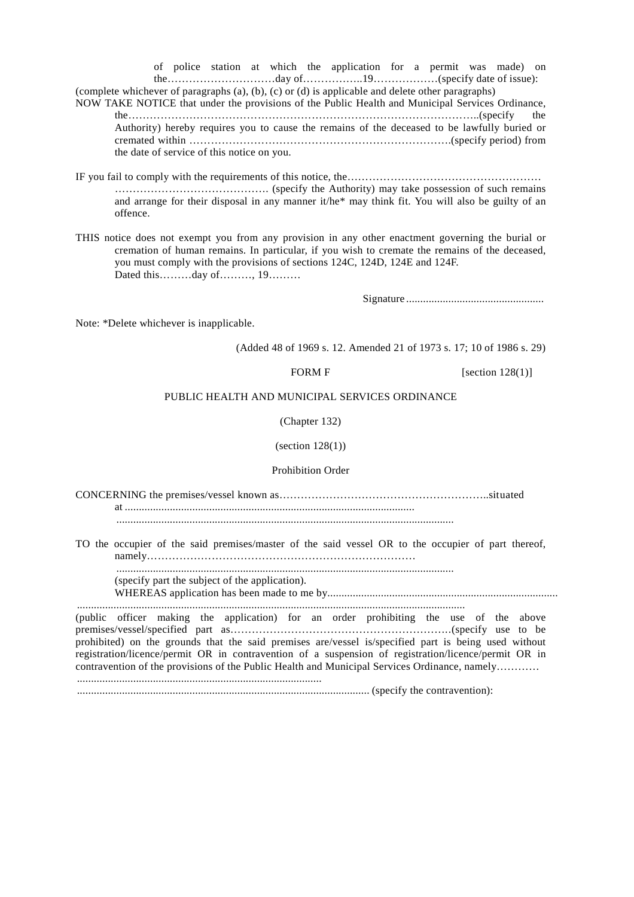of police station at which the application for a permit was made) on the…………………………day of……………..19………………(specify date of issue):

(complete whichever of paragraphs (a), (b), (c) or (d) is applicable and delete other paragraphs)

NOW TAKE NOTICE that under the provisions of the Public Health and Municipal Services Ordinance, the……………………………………………………………………………………..(specify the Authority) hereby requires you to cause the remains of the deceased to be lawfully buried or cremated within ……………………………………………………………….(specify period) from the date of service of this notice on you.

IF you fail to comply with the requirements of this notice, the……………………………………………… ……………………………………. (specify the Authority) may take possession of such remains and arrange for their disposal in any manner it/he* may think fit. You will also be guilty of an offence.

THIS notice does not exempt you from any provision in any other enactment governing the burial or cremation of human remains. In particular, if you wish to cremate the remains of the deceased, you must comply with the provisions of sections 124C, 124D, 124E and 124F.

Dated this………day of………, 19………

Signature .................................................

Note: *Delete whichever is inapplicable.

(Added 48 of 1969 s. 12. Amended 21 of 1973 s. 17; 10 of 1986 s. 29)

FORM F [section 128(1)]

PUBLIC HEALTH AND MUNICIPAL SERVICES ORDINANCE

(Chapter 132)

(section 128(1))

Prohibition Order

CONCERNING the premises/vessel known as…………………………………………………..situated at ......................................................................................................
.......................................................................................................................

TO the occupier of the said premises/master of the said vessel OR to the occupier of part thereof, namely…………………………………………………………………
.......................................................................................................................
(specify part the subject of the application).

WHEREAS application has been made to me by.................................................................................
.........................................................................................................................................

(public officer making the application) for an order prohibiting the use of the above premises/vessel/specified part as…………………………………………………….(specify use to be prohibited) on the grounds that the said premises are/vessel is/specified part is being used without registration/licence/permit OR in contravention of a suspension of registration/licence/permit OR in contravention of the provisions of the Public Health and Municipal Services Ordinance, namely…………
.......................................................................................
........................................................................................................ (specify the contravention):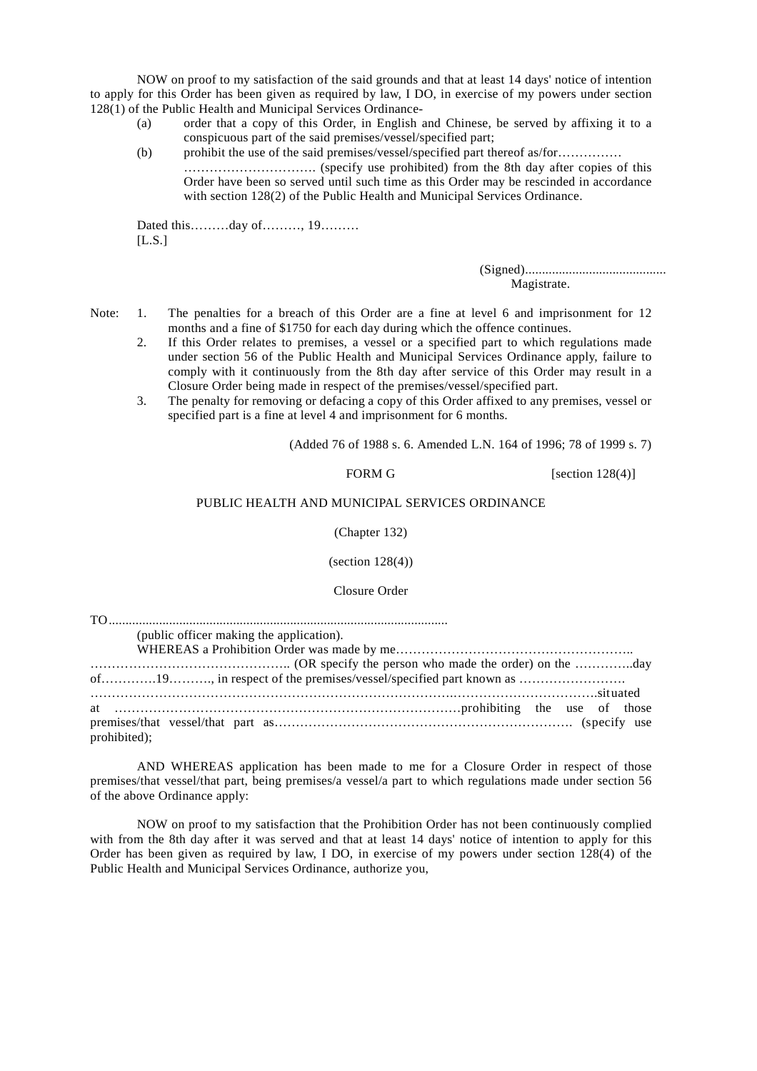NOW on proof to my satisfaction of the said grounds and that at least 14 days' notice of intention to apply for this Order has been given as required by law, I DO, in exercise of my powers under section 128(1) of the Public Health and Municipal Services Ordinance-

(a) order that a copy of this Order, in English and Chinese, be served by affixing it to a conspicuous part of the said premises/vessel/specified part;

(b) prohibit the use of the said premises/vessel/specified part thereof as/for……………
…………………………. (specify use prohibited) from the 8th day after copies of this Order have been so served until such time as this Order may be rescinded in accordance with section 128(2) of the Public Health and Municipal Services Ordinance.

Dated this………day of………, 19………
[L.S.]

(Signed)..........................................
Magistrate.

Note:

1. The penalties for a breach of this Order are a fine at level 6 and imprisonment for 12 months and a fine of $1750 for each day during which the offence continues.
2. If this Order relates to premises, a vessel or a specified part to which regulations made under section 56 of the Public Health and Municipal Services Ordinance apply, failure to comply with it continuously from the 8th day after service of this Order may result in a Closure Order being made in respect of the premises/vessel/specified part.
3. The penalty for removing or defacing a copy of this Order affixed to any premises, vessel or specified part is a fine at level 4 and imprisonment for 6 months.

(Added 76 of 1988 s. 6. Amended L.N. 164 of 1996; 78 of 1999 s. 7)

FORM G [section 128(4)]

PUBLIC HEALTH AND MUNICIPAL SERVICES ORDINANCE

(Chapter 132)

(section 128(4))

Closure Order

TO....................................................................................................
(public officer making the application).

WHEREAS a Prohibition Order was made by me………………………………………………..
……………………………………….. (OR specify the person who made the order) on the …………..day of………….19………., in respect of the premises/vessel/specified part known as …………………….
…………………………………………………………………….…………………………….situated at ………………………………………………………………………prohibiting the use of those premises/that vessel/that part as……………………………………………………………. (specify use prohibited);

AND WHEREAS application has been made to me for a Closure Order in respect of those premises/that vessel/that part, being premises/a vessel/a part to which regulations made under section 56 of the above Ordinance apply:

NOW on proof to my satisfaction that the Prohibition Order has not been continuously complied with from the 8th day after it was served and that at least 14 days' notice of intention to apply for this Order has been given as required by law, I DO, in exercise of my powers under section 128(4) of the Public Health and Municipal Services Ordinance, authorize you,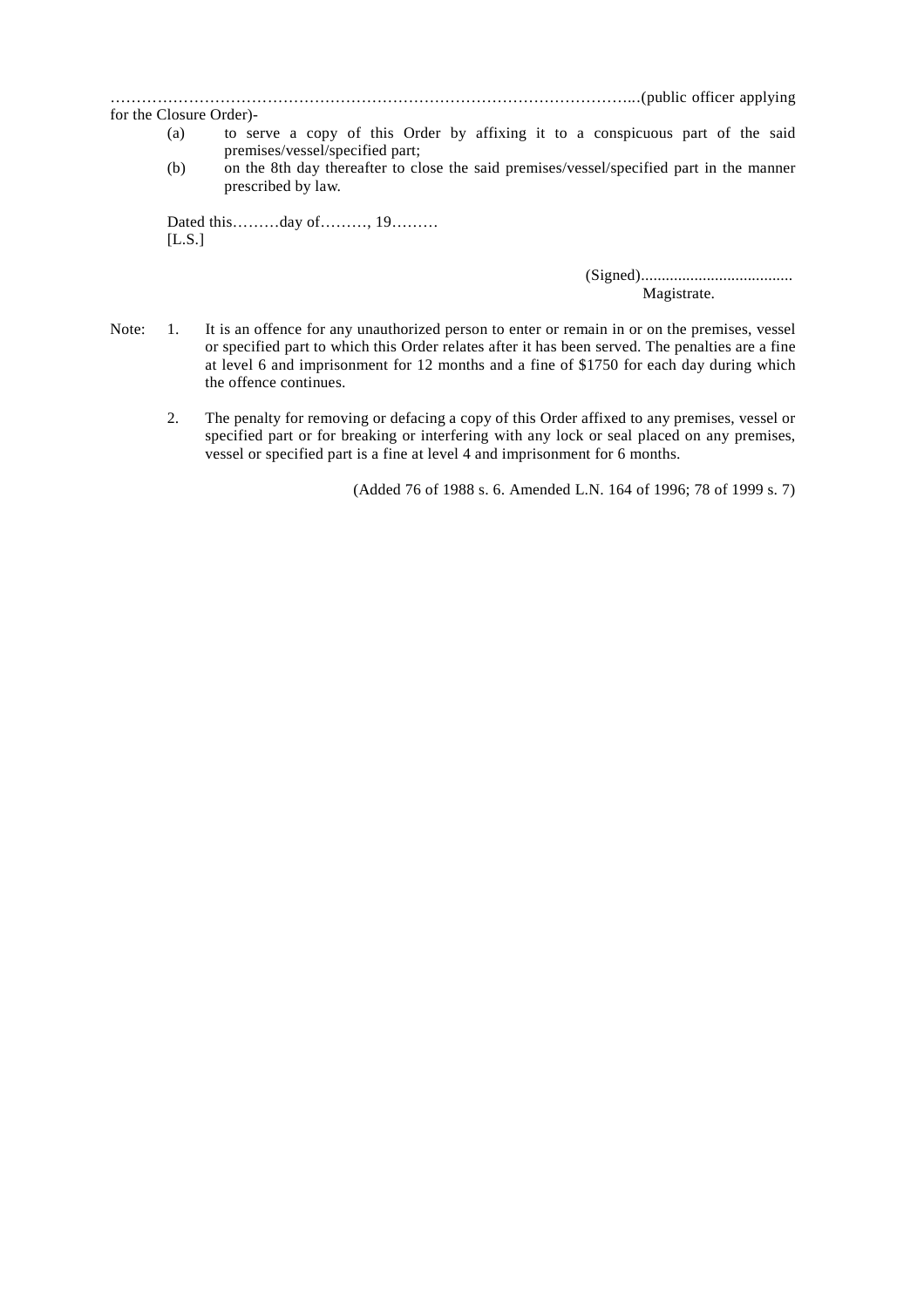…………………………………………………………………………………………...(public officer applying for the Closure Order)-

(a) to serve a copy of this Order by affixing it to a conspicuous part of the said premises/vessel/specified part;

(b) on the 8th day thereafter to close the said premises/vessel/specified part in the manner prescribed by law.

Dated this………day of………, 19………

[L.S.]

(Signed)....................................

Magistrate.

Note:

1. It is an offence for any unauthorized person to enter or remain in or on the premises, vessel or specified part to which this Order relates after it has been served. The penalties are a fine at level 6 and imprisonment for 12 months and a fine of $1750 for each day during which the offence continues.

2. The penalty for removing or defacing a copy of this Order affixed to any premises, vessel or specified part or for breaking or interfering with any lock or seal placed on any premises, vessel or specified part is a fine at level 4 and imprisonment for 6 months.

(Added 76 of 1988 s. 6. Amended L.N. 164 of 1996; 78 of 1999 s. 7)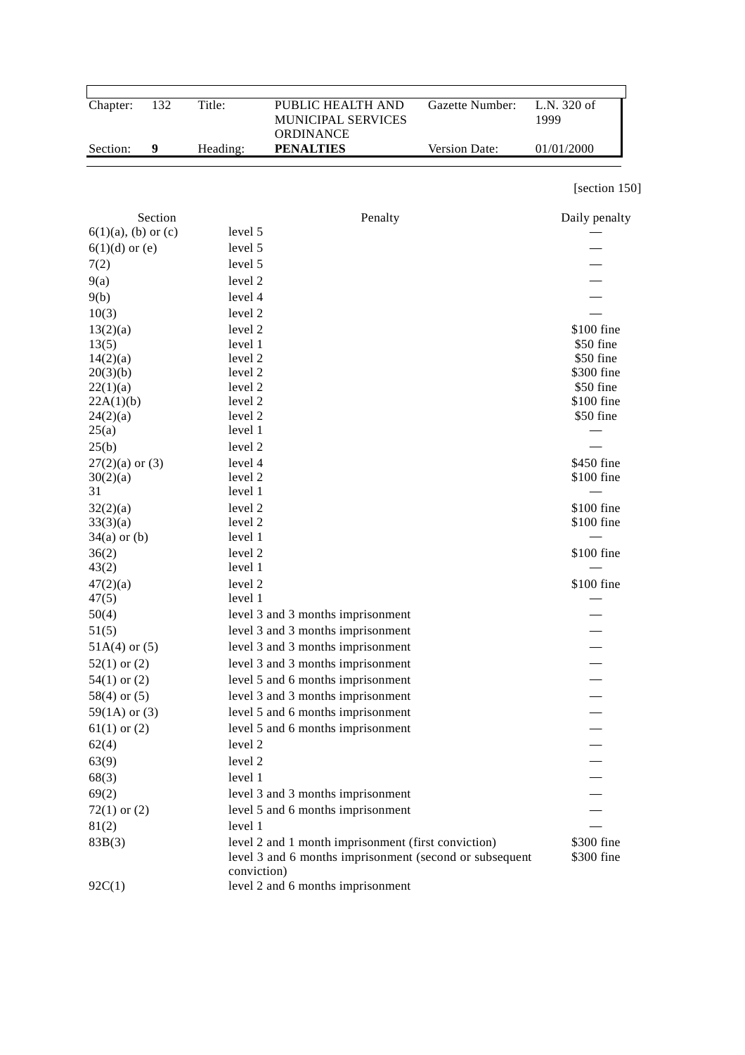| Chapter: | 132 | Title: | PUBLIC HEALTH AND MUNICIPAL SERVICES ORDINANCE | Gazette Number: | L.N. 320 of 1999 |
|---|---|---|---|---|---|
| Section: | 9 | Heading: | **PENALTIES** | Version Date: | 01/01/2000 |

[section 150]

| Section | Penalty | Daily penalty |
|---|---|---|
| 6(1)(a), (b) or (c) | level 5 | — |
| 6(1)(d) or (e) | level 5 | — |
| 7(2) | level 5 | — |
| 9(a) | level 2 | — |
| 9(b) | level 4 | — |
| 10(3) | level 2 | — |
| 13(2)(a) | level 2 | $100 fine |
| 13(5) | level 1 | $50 fine |
| 14(2)(a) | level 2 | $50 fine |
| 20(3)(b) | level 2 | $300 fine |
| 22(1)(a) | level 2 | $50 fine |
| 22A(1)(b) | level 2 | $100 fine |
| 24(2)(a) | level 2 | $50 fine |
| 25(a) | level 1 | — |
| 25(b) | level 2 | — |
| 27(2)(a) or (3) | level 4 | $450 fine |
| 30(2)(a) | level 2 | $100 fine |
| 31 | level 1 | — |
| 32(2)(a) | level 2 | $100 fine |
| 33(3)(a) | level 2 | $100 fine |
| 34(a) or (b) | level 1 | — |
| 36(2) | level 2 | $100 fine |
| 43(2) | level 1 | — |
| 47(2)(a) | level 2 | $100 fine |
| 47(5) | level 1 | — |
| 50(4) | level 3 and 3 months imprisonment | — |
| 51(5) | level 3 and 3 months imprisonment | — |
| 51A(4) or (5) | level 3 and 3 months imprisonment | — |
| 52(1) or (2) | level 3 and 3 months imprisonment | — |
| 54(1) or (2) | level 5 and 6 months imprisonment | — |
| 58(4) or (5) | level 3 and 3 months imprisonment | — |
| 59(1A) or (3) | level 5 and 6 months imprisonment | — |
| 61(1) or (2) | level 5 and 6 months imprisonment | — |
| 62(4) | level 2 | — |
| 63(9) | level 2 | — |
| 68(3) | level 1 | — |
| 69(2) | level 3 and 3 months imprisonment | — |
| 72(1) or (2) | level 5 and 6 months imprisonment | — |
| 81(2) | level 1 | — |
| 83B(3) | level 2 and 1 month imprisonment (first conviction) | $300 fine |
| | level 3 and 6 months imprisonment (second or subsequent conviction) | $300 fine |
| 92C(1) | level 2 and 6 months imprisonment | |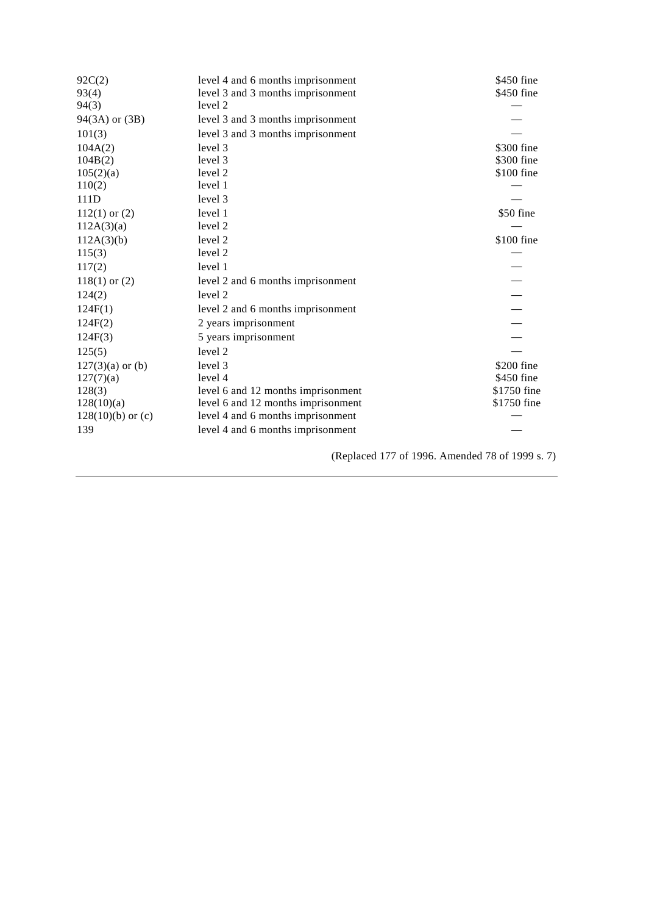| | | |
|---|---|---|
| 92C(2) | level 4 and 6 months imprisonment | $450 fine |
| 93(4) | level 3 and 3 months imprisonment | $450 fine |
| 94(3) | level 2 | — |
| 94(3A) or (3B) | level 3 and 3 months imprisonment | — |
| 101(3) | level 3 and 3 months imprisonment | — |
| 104A(2) | level 3 | $300 fine |
| 104B(2) | level 3 | $300 fine |
| 105(2)(a) | level 2 | $100 fine |
| 110(2) | level 1 | — |
| 111D | level 3 | — |
| 112(1) or (2) | level 1 | $50 fine |
| 112A(3)(a) | level 2 | — |
| 112A(3)(b) | level 2 | $100 fine |
| 115(3) | level 2 | — |
| 117(2) | level 1 | — |
| 118(1) or (2) | level 2 and 6 months imprisonment | — |
| 124(2) | level 2 | — |
| 124F(1) | level 2 and 6 months imprisonment | — |
| 124F(2) | 2 years imprisonment | — |
| 124F(3) | 5 years imprisonment | — |
| 125(5) | level 2 | — |
| 127(3)(a) or (b) | level 3 | $200 fine |
| 127(7)(a) | level 4 | $450 fine |
| 128(3) | level 6 and 12 months imprisonment | $1750 fine |
| 128(10)(a) | level 6 and 12 months imprisonment | $1750 fine |
| 128(10)(b) or (c) | level 4 and 6 months imprisonment | — |
| 139 | level 4 and 6 months imprisonment | — |

(Replaced 177 of 1996. Amended 78 of 1999 s. 7)